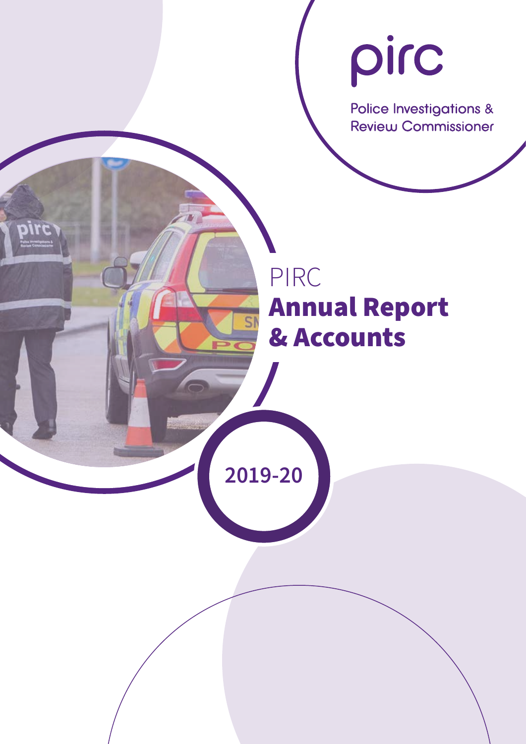pirc

Police Investigations & Review Commissioner

# PIRC Annual Report & Accounts

2019-20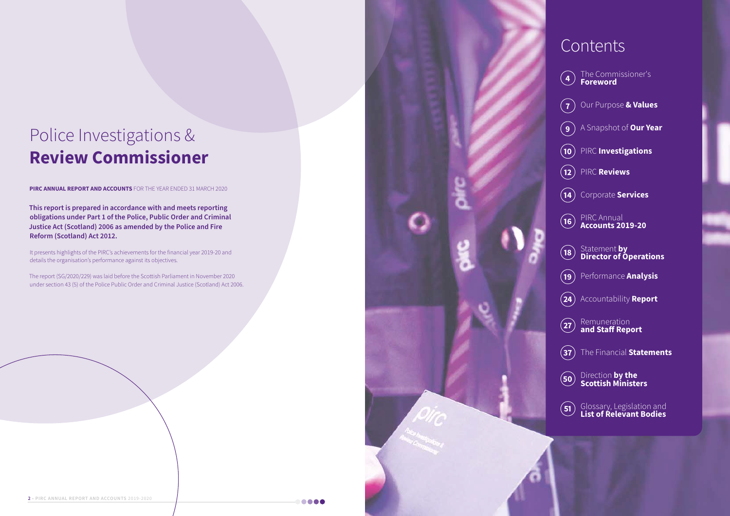# Police Investigations & **Review Commissioner**

**PIRC ANNUAL REPORT AND ACCOUNTS** FOR THE YEAR ENDED 31 MARCH 2020

**This report is prepared in accordance with and meets reporting obligations under Part 1 of the Police, Public Order and Criminal Justice Act (Scotland) 2006 as amended by the Police and Fire Reform (Scotland) Act 2012.**

It presents highlights of the PIRC's achievements for the financial year 2019-20 and details the organisation's performance against its objectives.

The report (SG/2020/229) was laid before the Scottish Parliament in November 2020 under section 43 (5) of the Police Public Order and Criminal Justice (Scotland) Act 2006.

## Contents

- 4 The Commissioner's **Foreword**
- 7 Our Purpose **& Values**
- 9 A Snapshot of **Our Year**
- 10 PIRC **Investigations**
- 12 PIRC **Reviews**
- 14 Corporate **Services**
- 16 PIRC Annual **Accounts 2019-20**
- 18 Statement **by Director of Operations**
- 19 Performance **Analysis**
- 24 Accountability **Report**
- 27 Remuneration **and Staff Report**
- 37 The Financial **Statements**
- 50 Direction **by the Scottish Ministers**
- 51 Glossary, Legislation and **List of Relevant Bodies**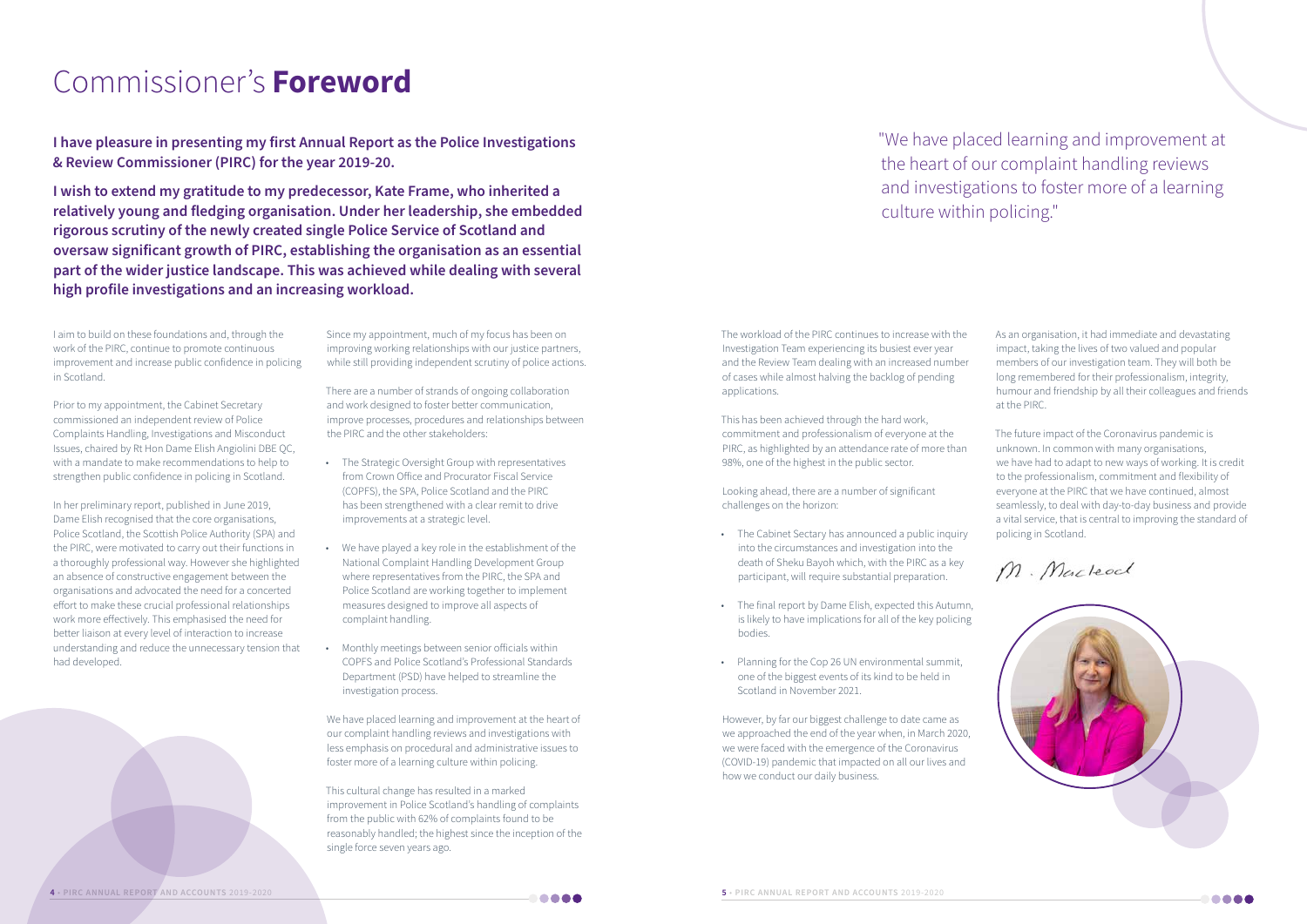# Commissioner's **Foreword**

**I have pleasure in presenting my first Annual Report as the Police Investigations & Review Commissioner (PIRC) for the year 2019-20.**

**I wish to extend my gratitude to my predecessor, Kate Frame, who inherited a relatively young and fledging organisation. Under her leadership, she embedded rigorous scrutiny of the newly created single Police Service of Scotland and oversaw significant growth of PIRC, establishing the organisation as an essential part of the wider justice landscape. This was achieved while dealing with several high profile investigations and an increasing workload.**

I aim to build on these foundations and, through the work of the PIRC, continue to promote continuous improvement and increase public confidence in policing in Scotland.

Prior to my appointment, the Cabinet Secretary commissioned an independent review of Police Complaints Handling, Investigations and Misconduct Issues, chaired by Rt Hon Dame Elish Angiolini DBE QC, with a mandate to make recommendations to help to strengthen public confidence in policing in Scotland.

In her preliminary report, published in June 2019, Dame Elish recognised that the core organisations, Police Scotland, the Scottish Police Authority (SPA) and the PIRC, were motivated to carry out their functions in a thoroughly professional way. However she highlighted an absence of constructive engagement between the organisations and advocated the need for a concerted effort to make these crucial professional relationships work more effectively. This emphasised the need for better liaison at every level of interaction to increase understanding and reduce the unnecessary tension that had developed.

Since my appointment, much of my focus has been on improving working relationships with our justice partners, while still providing independent scrutiny of police actions.

There are a number of strands of ongoing collaboration and work designed to foster better communication, improve processes, procedures and relationships between the PIRC and the other stakeholders:

- The Strategic Oversight Group with representatives from Crown Office and Procurator Fiscal Service (COPFS), the SPA, Police Scotland and the PIRC has been strengthened with a clear remit to drive improvements at a strategic level.
- We have played a key role in the establishment of the National Complaint Handling Development Group where representatives from the PIRC, the SPA and Police Scotland are working together to implement measures designed to improve all aspects of complaint handling.
- Monthly meetings between senior officials within COPFS and Police Scotland's Professional Standards Department (PSD) have helped to streamline the investigation process.

We have placed learning and improvement at the heart of our complaint handling reviews and investigations with less emphasis on procedural and administrative issues to foster more of a learning culture within policing.

This cultural change has resulted in a marked improvement in Police Scotland's handling of complaints from the public with 62% of complaints found to be reasonably handled; the highest since the inception of the single force seven years ago.

"We have placed learning and improvement at the heart of our complaint handling reviews and investigations to foster more of a learning culture within policing."

The workload of the PIRC continues to increase with the Investigation Team experiencing its busiest ever year and the Review Team dealing with an increased number of cases while almost halving the backlog of pending applications.

This has been achieved through the hard work, commitment and professionalism of everyone at the PIRC, as highlighted by an attendance rate of more than 98%, one of the highest in the public sector.

Looking ahead, there are a number of significant challenges on the horizon:

- The Cabinet Sectary has announced a public inquiry into the circumstances and investigation into the death of Sheku Bayoh which, with the PIRC as a key participant, will require substantial preparation.
- The final report by Dame Elish, expected this Autumn, is likely to have implications for all of the key policing bodies.
- Planning for the Cop 26 UN environmental summit, one of the biggest events of its kind to be held in Scotland in November 2021.

However, by far our biggest challenge to date came as we approached the end of the year when, in March 2020, we were faced with the emergence of the Coronavirus (COVID-19) pandemic that impacted on all our lives and how we conduct our daily business.

As an organisation, it had immediate and devastating impact, taking the lives of two valued and popular members of our investigation team. They will both be long remembered for their professionalism, integrity, humour and friendship by all their colleagues and friends at the PIRC.

The future impact of the Coronavirus pandemic is unknown. In common with many organisations, we have had to adapt to new ways of working. It is credit to the professionalism, commitment and flexibility of everyone at the PIRC that we have continued, almost seamlessly, to deal with day-to-day business and provide a vital service, that is central to improving the standard of policing in Scotland.

M. Macleod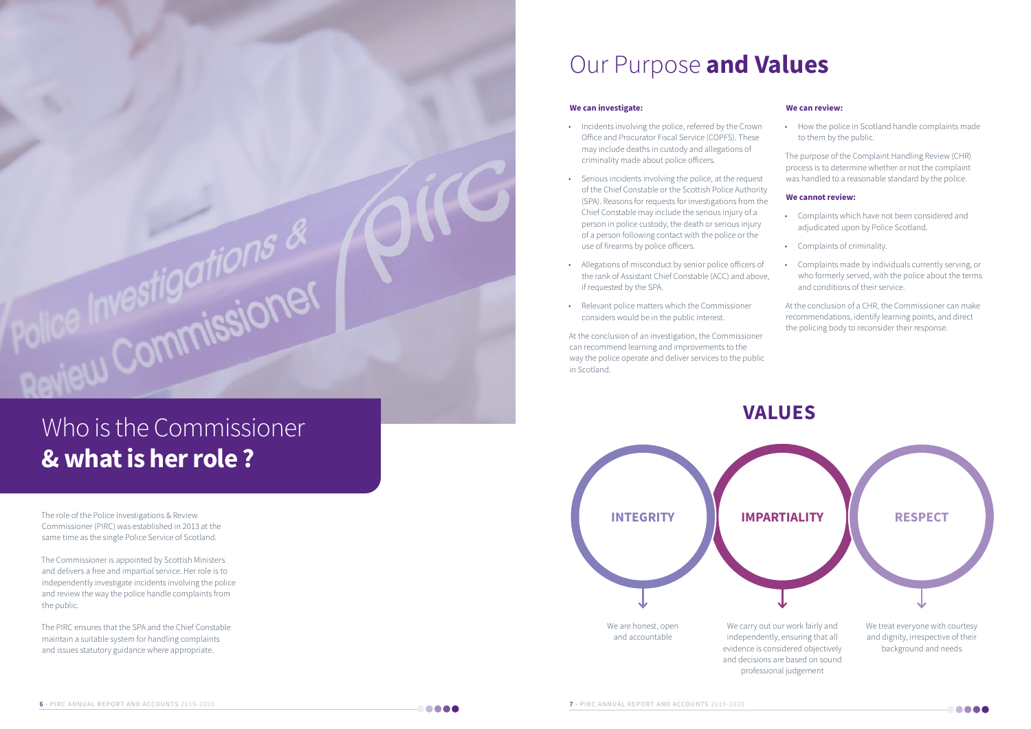# Who is the Commissioner **& what is her role ?**

The role of the Police Investigations & Review Commissioner (PIRC) was established in 2013 at the same time as the single Police Service of Scotland.

The Commissioner is appointed by Scottish Ministers and delivers a free and impartial service. Her role is to independently investigate incidents involving the police and review the way the police handle complaints from the public.

The PIRC ensures that the SPA and the Chief Constable maintain a suitable system for handling complaints and issues statutory guidance where appropriate.

# Our Purpose **and Values**

**We can investigate:**

- Incidents involving the police, referred by the Crown Office and Procurator Fiscal Service (COPFS). These may include deaths in custody and allegations of criminality made about police officers.
- Serious incidents involving the police, at the request of the Chief Constable or the Scottish Police Authority (SPA). Reasons for requests for investigations from the Chief Constable may include the serious injury of a person in police custody, the death or serious injury of a person following contact with the police or the use of firearms by police officers.
- Allegations of misconduct by senior police officers of the rank of Assistant Chief Constable (ACC) and above, if requested by the SPA.
- Relevant police matters which the Commissioner considers would be in the public interest.

At the conclusion of an investigation, the Commissioner can recommend learning and improvements to the way the police operate and deliver services to the public in Scotland.

**We can review:**

- How the police in Scotland handle complaints made to them by the public.

The purpose of the Complaint Handling Review (CHR) process is to determine whether or not the complaint was handled to a reasonable standard by the police.

**We cannot review:**

- Complaints which have not been considered and adjudicated upon by Police Scotland.
- Complaints of criminality.
- Complaints made by individuals currently serving, or who formerly served, with the police about the terms and conditions of their service.

At the conclusion of a CHR, the Commissioner can make recommendations, identify learning points, and direct the policing body to reconsider their response.

## VALUES

**INTEGRITY**

We are honest, open and accountable

**IMPARTIALITY**

We carry out our work fairly and independently, ensuring that all evidence is considered objectively and decisions are based on sound professional judgement

**RESPECT**

We treat everyone with courtesy and dignity, irrespective of their background and needs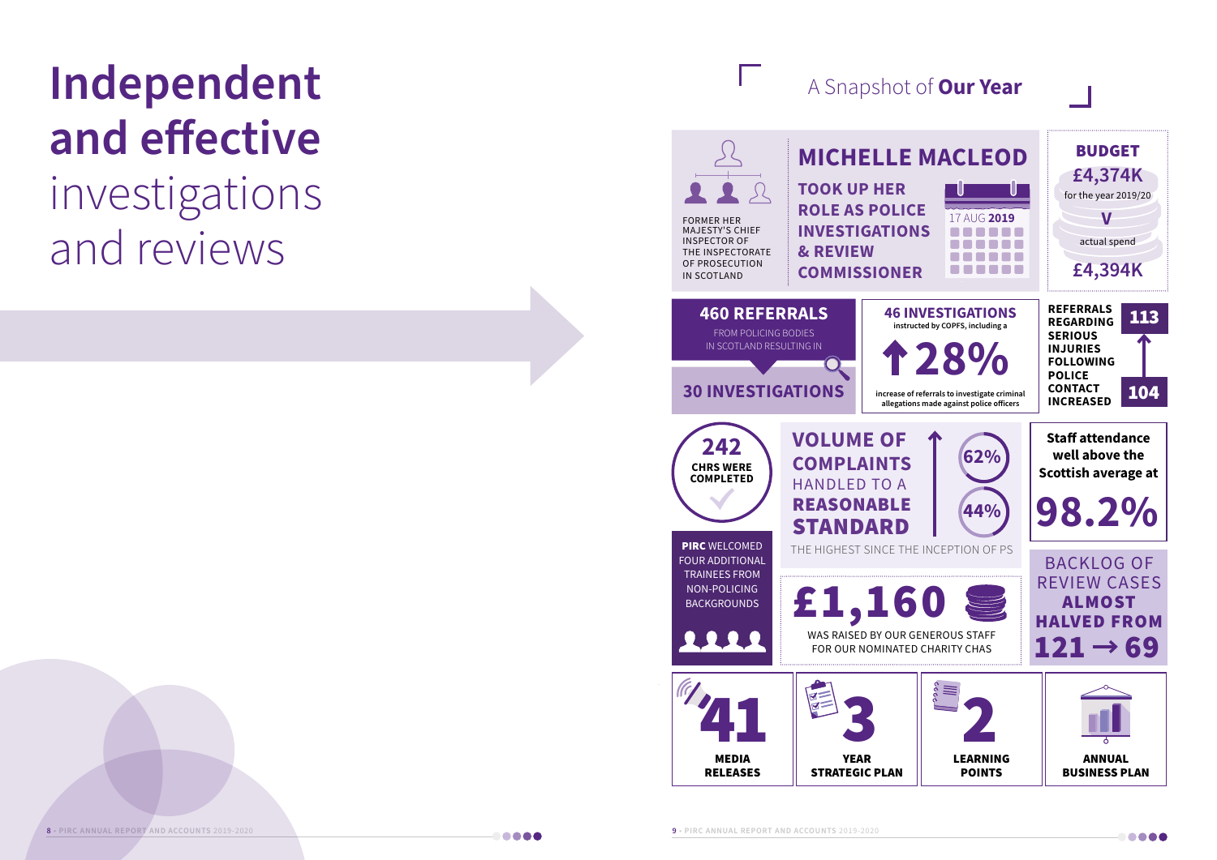# Independent and effective investigations and reviews

## A Snapshot of **Our Year**

FORMER HER MAJESTY'S CHIEF INSPECTOR OF THE INSPECTORATE OF PROSECUTION IN SCOTLAND

**MICHELLE MACLEOD**

**TOOK UP HER ROLE AS POLICE INVESTIGATIONS & REVIEW COMMISSIONER**

17 AUG **2019**

**BUDGET**

**£4,374K**

for the year 2019/20

**V**

actual spend

**£4,394K**

**460 REFERRALS**

FROM POLICING BODIES IN SCOTLAND RESULTING IN

**30 INVESTIGATIONS**

**46 INVESTIGATIONS**

instructed by COPFS, including a

**28%**

increase of referrals to investigate criminal allegations made against police officers

**REFERRALS REGARDING SERIOUS INJURIES FOLLOWING POLICE CONTACT INCREASED**

**104** → **113**

**242**

**CHRS WERE COMPLETED**

**VOLUME OF COMPLAINTS** HANDLED TO A **REASONABLE STANDARD**

44% → 62%

THE HIGHEST SINCE THE INCEPTION OF PS

**Staff attendance well above the Scottish average at**

**98.2%**

**PIRC** WELCOMED FOUR ADDITIONAL TRAINEES FROM NON-POLICING BACKGROUNDS

**£1,160**

WAS RAISED BY OUR GENEROUS STAFF FOR OUR NOMINATED CHARITY CHAS

BACKLOG OF REVIEW CASES **ALMOST HALVED FROM**

**121 → 69**

**41** **MEDIA RELEASES**

**3** **YEAR STRATEGIC PLAN**

**2** **LEARNING POINTS**

**ANNUAL BUSINESS PLAN**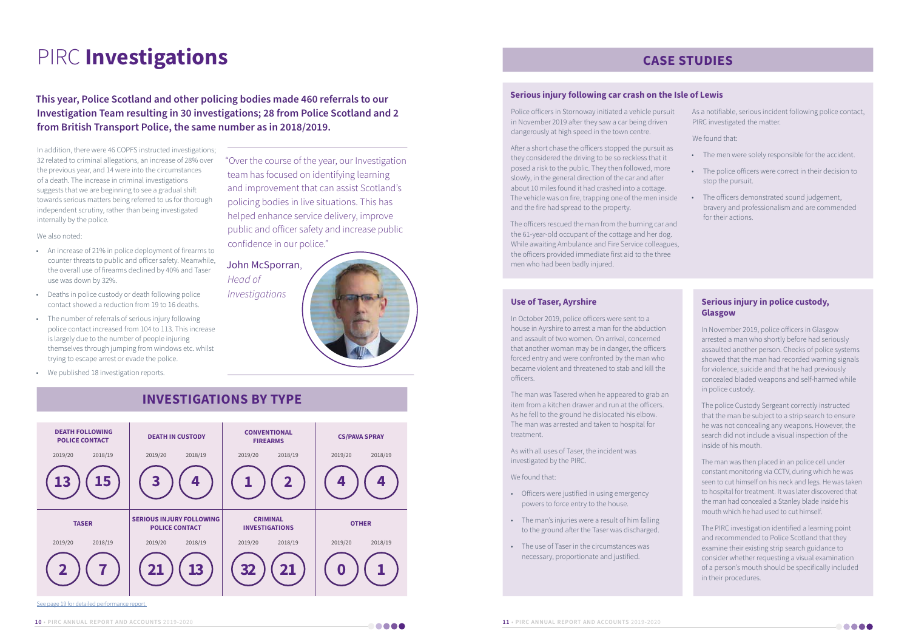# PIRC **Investigations**

**This year, Police Scotland and other policing bodies made 460 referrals to our Investigation Team resulting in 30 investigations; 28 from Police Scotland and 2 from British Transport Police, the same number as in 2018/2019.**

In addition, there were 46 COPFS instructed investigations; 32 related to criminal allegations, an increase of 28% over the previous year, and 14 were into the circumstances of a death. The increase in criminal investigations suggests that we are beginning to see a gradual shift towards serious matters being referred to us for thorough independent scrutiny, rather than being investigated internally by the police.

We also noted:

- An increase of 21% in police deployment of firearms to counter threats to public and officer safety. Meanwhile, the overall use of firearms declined by 40% and Taser use was down by 32%.
- Deaths in police custody or death following police contact showed a reduction from 19 to 16 deaths.
- The number of referrals of serious injury following police contact increased from 104 to 113. This increase is largely due to the number of people injuring themselves through jumping from windows etc. whilst trying to escape arrest or evade the police.
- We published 18 investigation reports.

"Over the course of the year, our Investigation team has focused on identifying learning and improvement that can assist Scotland's policing bodies in live situations. This has helped enhance service delivery, improve public and officer safety and increase public confidence in our police."

John McSporran, *Head of Investigations*

## INVESTIGATIONS BY TYPE

| | 2019/20 | 2018/19 |
|---|---|---|
| DEATH FOLLOWING POLICE CONTACT | 13 | 15 |
| DEATH IN CUSTODY | 3 | 4 |
| CONVENTIONAL FIREARMS | 1 | 2 |
| CS/PAVA SPRAY | 4 | 4 |
| TASER | 2 | 7 |
| SERIOUS INJURY FOLLOWING POLICE CONTACT | 21 | 13 |
| CRIMINAL INVESTIGATIONS | 32 | 21 |
| OTHER | 0 | 1 |

See page 19 for detailed performance report.

## CASE STUDIES

### Serious injury following car crash on the Isle of Lewis

Police officers in Stornoway initiated a vehicle pursuit in November 2019 after they saw a car being driven dangerously at high speed in the town centre.

After a short chase the officers stopped the pursuit as they considered the driving to be so reckless that it posed a risk to the public. They then followed, more slowly, in the general direction of the car and after about 10 miles found it had crashed into a cottage. The vehicle was on fire, trapping one of the men inside and the fire had spread to the property.

The officers rescued the man from the burning car and the 61-year-old occupant of the cottage and her dog. While awaiting Ambulance and Fire Service colleagues, the officers provided immediate first aid to the three men who had been badly injured.

As a notifiable, serious incident following police contact, PIRC investigated the matter.

We found that:

- The men were solely responsible for the accident.
- The police officers were correct in their decision to stop the pursuit.
- The officers demonstrated sound judgement, bravery and professionalism and are commended for their actions.

### Use of Taser, Ayrshire

In October 2019, police officers were sent to a house in Ayrshire to arrest a man for the abduction and assault of two women. On arrival, concerned that another woman may be in danger, the officers forced entry and were confronted by the man who became violent and threatened to stab and kill the officers.

The man was Tasered when he appeared to grab an item from a kitchen drawer and run at the officers. As he fell to the ground he dislocated his elbow. The man was arrested and taken to hospital for treatment.

As with all uses of Taser, the incident was investigated by the PIRC.

We found that:

- Officers were justified in using emergency powers to force entry to the house.
- The man's injuries were a result of him falling to the ground after the Taser was discharged.
- The use of Taser in the circumstances was necessary, proportionate and justified.

### Serious injury in police custody, Glasgow

In November 2019, police officers in Glasgow arrested a man who shortly before had seriously assaulted another person. Checks of police systems showed that the man had recorded warning signals for violence, suicide and that he had previously concealed bladed weapons and self-harmed while in police custody.

The police Custody Sergeant correctly instructed that the man be subject to a strip search to ensure he was not concealing any weapons. However, the search did not include a visual inspection of the inside of his mouth.

The man was then placed in an police cell under constant monitoring via CCTV, during which he was seen to cut himself on his neck and legs. He was taken to hospital for treatment. It was later discovered that the man had concealed a Stanley blade inside his mouth which he had used to cut himself.

The PIRC investigation identified a learning point and recommended to Police Scotland that they examine their existing strip search guidance to consider whether requesting a visual examination of a person's mouth should be specifically included in their procedures.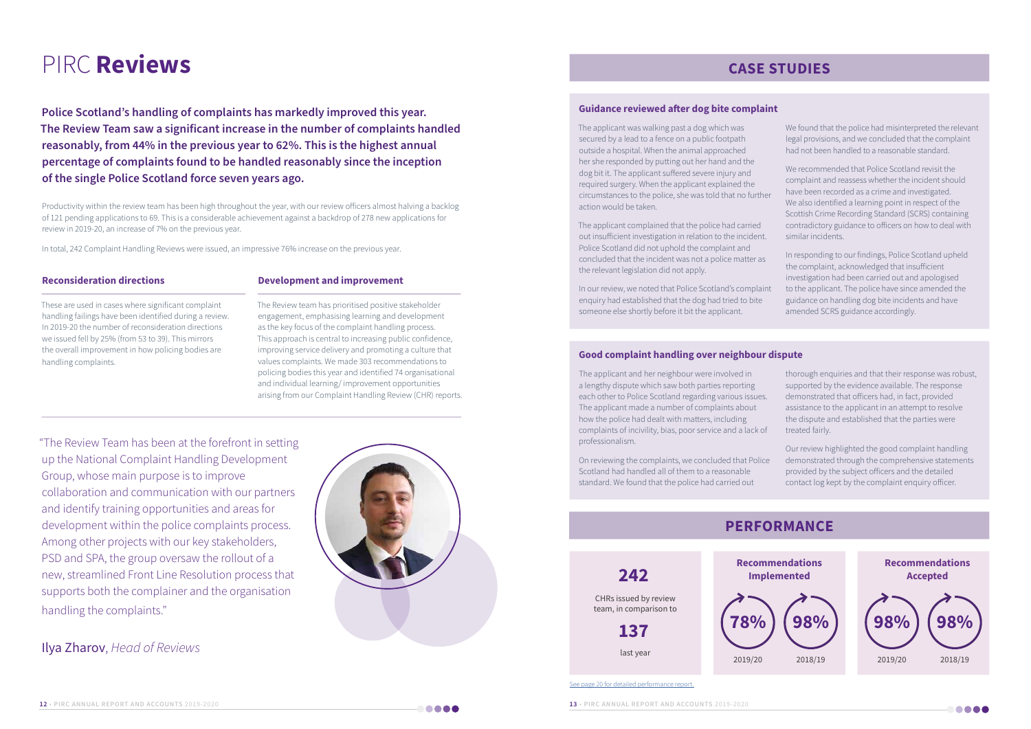# PIRC **Reviews**

**Police Scotland's handling of complaints has markedly improved this year. The Review Team saw a significant increase in the number of complaints handled reasonably, from 44% in the previous year to 62%. This is the highest annual percentage of complaints found to be handled reasonably since the inception of the single Police Scotland force seven years ago.**

Productivity within the review team has been high throughout the year, with our review officers almost halving a backlog of 121 pending applications to 69. This is a considerable achievement against a backdrop of 278 new applications for review in 2019-20, an increase of 7% on the previous year.

In total, 242 Complaint Handling Reviews were issued, an impressive 76% increase on the previous year.

### Reconsideration directions

These are used in cases where significant complaint handling failings have been identified during a review. In 2019-20 the number of reconsideration directions we issued fell by 25% (from 53 to 39). This mirrors the overall improvement in how policing bodies are handling complaints.

### Development and improvement

The Review team has prioritised positive stakeholder engagement, emphasising learning and development as the key focus of the complaint handling process. This approach is central to increasing public confidence, improving service delivery and promoting a culture that values complaints. We made 303 recommendations to policing bodies this year and identified 74 organisational and individual learning/ improvement opportunities arising from our Complaint Handling Review (CHR) reports.

"The Review Team has been at the forefront in setting up the National Complaint Handling Development Group, whose main purpose is to improve collaboration and communication with our partners and identify training opportunities and areas for development within the police complaints process. Among other projects with our key stakeholders, PSD and SPA, the group oversaw the rollout of a new, streamlined Front Line Resolution process that supports both the complainer and the organisation handling the complaints."

Ilya Zharov, *Head of Reviews*

## CASE STUDIES

### Guidance reviewed after dog bite complaint

The applicant was walking past a dog which was secured by a lead to a fence on a public footpath outside a hospital. When the animal approached her she responded by putting out her hand and the dog bit it. The applicant suffered severe injury and required surgery. When the applicant explained the circumstances to the police, she was told that no further action would be taken.

The applicant complained that the police had carried out insufficient investigation in relation to the incident. Police Scotland did not uphold the complaint and concluded that the incident was not a police matter as the relevant legislation did not apply.

In our review, we noted that Police Scotland's complaint enquiry had established that the dog had tried to bite someone else shortly before it bit the applicant.

We found that the police had misinterpreted the relevant legal provisions, and we concluded that the complaint had not been handled to a reasonable standard.

We recommended that Police Scotland revisit the complaint and reassess whether the incident should have been recorded as a crime and investigated. We also identified a learning point in respect of the Scottish Crime Recording Standard (SCRS) containing contradictory guidance to officers on how to deal with similar incidents.

In responding to our findings, Police Scotland upheld the complaint, acknowledged that insufficient investigation had been carried out and apologised to the applicant. The police have since amended the guidance on handling dog bite incidents and have amended SCRS guidance accordingly.

### Good complaint handling over neighbour dispute

The applicant and her neighbour were involved in a lengthy dispute which saw both parties reporting each other to Police Scotland regarding various issues. The applicant made a number of complaints about how the police had dealt with matters, including complaints of incivility, bias, poor service and a lack of professionalism.

On reviewing the complaints, we concluded that Police Scotland had handled all of them to a reasonable standard. We found that the police had carried out thorough enquiries and that their response was robust, supported by the evidence available. The response demonstrated that officers had, in fact, provided assistance to the applicant in an attempt to resolve the dispute and established that the parties were treated fairly.

Our review highlighted the good complaint handling demonstrated through the comprehensive statements provided by the subject officers and the detailed contact log kept by the complaint enquiry officer.

## PERFORMANCE

**242**

CHRs issued by review team, in comparison to

**137**

last year

**Recommendations Implemented**

78% 2019/20

98% 2018/19

**Recommendations Accepted**

98% 2019/20

98% 2018/19

See page 20 for detailed performance report.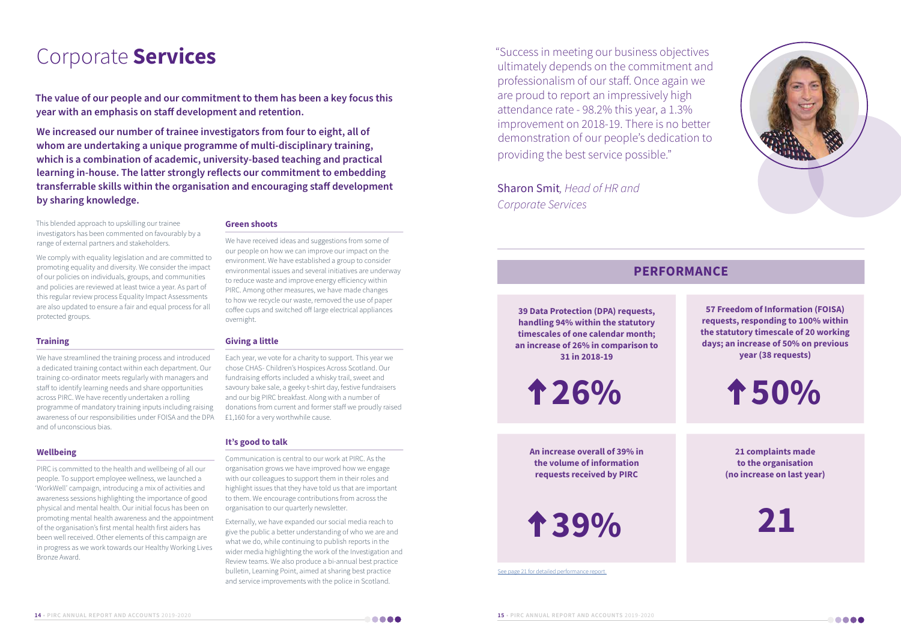# Corporate **Services**

**The value of our people and our commitment to them has been a key focus this year with an emphasis on staff development and retention.**

**We increased our number of trainee investigators from four to eight, all of whom are undertaking a unique programme of multi-disciplinary training, which is a combination of academic, university-based teaching and practical learning in-house. The latter strongly reflects our commitment to embedding transferrable skills within the organisation and encouraging staff development by sharing knowledge.**

This blended approach to upskilling our trainee investigators has been commented on favourably by a range of external partners and stakeholders.

We comply with equality legislation and are committed to promoting equality and diversity. We consider the impact of our policies on individuals, groups, and communities and policies are reviewed at least twice a year. As part of this regular review process Equality Impact Assessments are also updated to ensure a fair and equal process for all protected groups.

### Training

We have streamlined the training process and introduced a dedicated training contact within each department. Our training co-ordinator meets regularly with managers and staff to identify learning needs and share opportunities across PIRC. We have recently undertaken a rolling programme of mandatory training inputs including raising awareness of our responsibilities under FOISA and the DPA and of unconscious bias.

### Wellbeing

PIRC is committed to the health and wellbeing of all our people. To support employee wellness, we launched a 'WorkWell' campaign, introducing a mix of activities and awareness sessions highlighting the importance of good physical and mental health. Our initial focus has been on promoting mental health awareness and the appointment of the organisation's first mental health first aiders has been well received. Other elements of this campaign are in progress as we work towards our Healthy Working Lives Bronze Award.

### Green shoots

We have received ideas and suggestions from some of our people on how we can improve our impact on the environment. We have established a group to consider environmental issues and several initiatives are underway to reduce waste and improve energy efficiency within PIRC. Among other measures, we have made changes to how we recycle our waste, removed the use of paper coffee cups and switched off large electrical appliances overnight.

### Giving a little

Each year, we vote for a charity to support. This year we chose CHAS- Children's Hospices Across Scotland. Our fundraising efforts included a whisky trail, sweet and savoury bake sale, a geeky t-shirt day, festive fundraisers and our big PIRC breakfast. Along with a number of donations from current and former staff we proudly raised £1,160 for a very worthwhile cause.

### It's good to talk

Communication is central to our work at PIRC. As the organisation grows we have improved how we engage with our colleagues to support them in their roles and highlight issues that they have told us that are important to them. We encourage contributions from across the organisation to our quarterly newsletter.

Externally, we have expanded our social media reach to give the public a better understanding of who we are and what we do, while continuing to publish reports in the wider media highlighting the work of the Investigation and Review teams. We also produce a bi-annual best practice bulletin, Learning Point, aimed at sharing best practice and service improvements with the police in Scotland.

"Success in meeting our business objectives ultimately depends on the commitment and professionalism of our staff. Once again we are proud to report an impressively high attendance rate - 98.2% this year, a 1.3% improvement on 2018-19. There is no better demonstration of our people's dedication to providing the best service possible."

Sharon Smit, *Head of HR and Corporate Services*

## PERFORMANCE

**39 Data Protection (DPA) requests, handling 94% within the statutory timescales of one calendar month; an increase of 26% in comparison to 31 in 2018-19**

**↑26%**

**57 Freedom of Information (FOISA) requests, responding to 100% within the statutory timescale of 20 working days; an increase of 50% on previous year (38 requests)**

**↑50%**

**An increase overall of 39% in the volume of information requests received by PIRC**

**↑39%**

**21 complaints made to the organisation (no increase on last year)**

**21**

See page 21 for detailed performance report.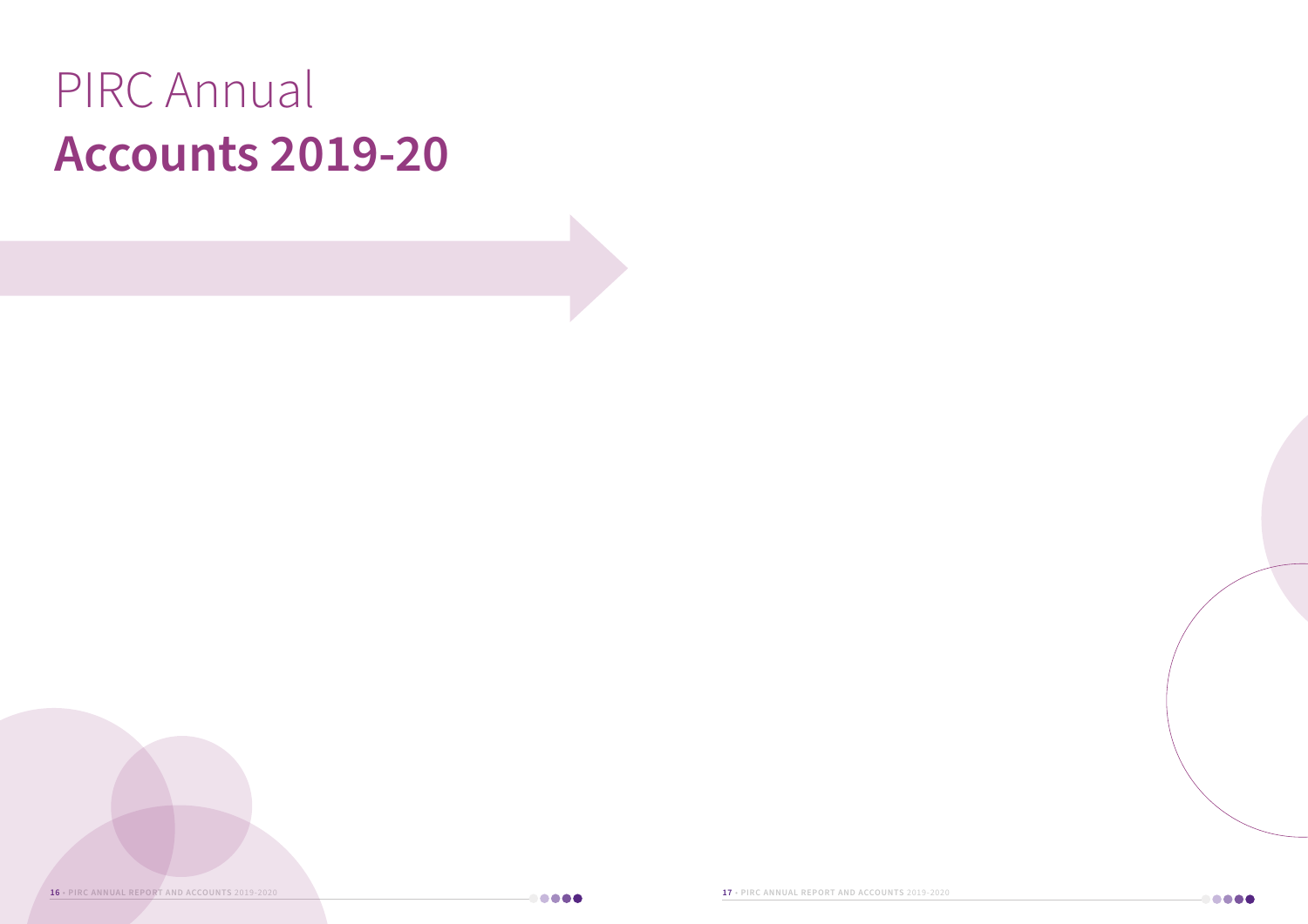# PIRC Annual **Accounts 2019-20**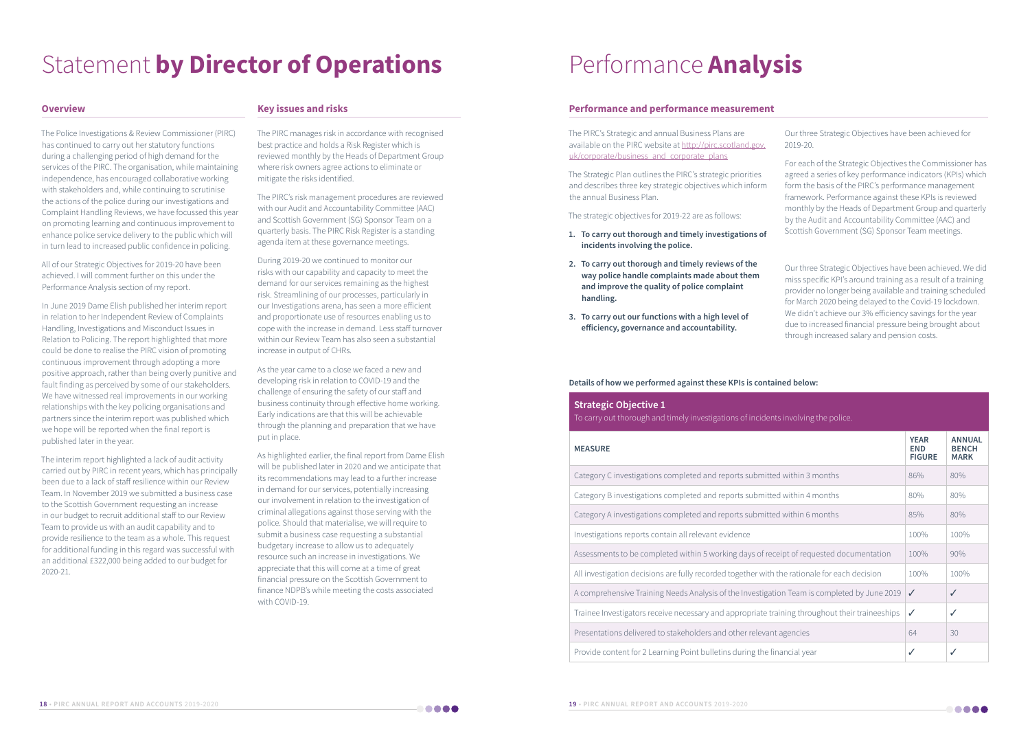# Statement **by Director of Operations**

## Overview

The Police Investigations & Review Commissioner (PIRC) has continued to carry out her statutory functions during a challenging period of high demand for the services of the PIRC. The organisation, while maintaining independence, has encouraged collaborative working with stakeholders and, while continuing to scrutinise the actions of the police during our investigations and Complaint Handling Reviews, we have focussed this year on promoting learning and continuous improvement to enhance police service delivery to the public which will in turn lead to increased public confidence in policing.

All of our Strategic Objectives for 2019-20 have been achieved. I will comment further on this under the Performance Analysis section of my report.

In June 2019 Dame Elish published her interim report in relation to her Independent Review of Complaints Handling, Investigations and Misconduct Issues in Relation to Policing. The report highlighted that more could be done to realise the PIRC vision of promoting continuous improvement through adopting a more positive approach, rather than being overly punitive and fault finding as perceived by some of our stakeholders. We have witnessed real improvements in our working relationships with the key policing organisations and partners since the interim report was published which we hope will be reported when the final report is published later in the year.

The interim report highlighted a lack of audit activity carried out by PIRC in recent years, which has principally been due to a lack of staff resilience within our Review Team. In November 2019 we submitted a business case to the Scottish Government requesting an increase in our budget to recruit additional staff to our Review Team to provide us with an audit capability and to provide resilience to the team as a whole. This request for additional funding in this regard was successful with an additional £322,000 being added to our budget for 2020-21.

## Key issues and risks

The PIRC manages risk in accordance with recognised best practice and holds a Risk Register which is reviewed monthly by the Heads of Department Group where risk owners agree actions to eliminate or mitigate the risks identified.

The PIRC's risk management procedures are reviewed with our Audit and Accountability Committee (AAC) and Scottish Government (SG) Sponsor Team on a quarterly basis. The PIRC Risk Register is a standing agenda item at these governance meetings.

During 2019-20 we continued to monitor our risks with our capability and capacity to meet the demand for our services remaining as the highest risk. Streamlining of our processes, particularly in our Investigations arena, has seen a more efficient and proportionate use of resources enabling us to cope with the increase in demand. Less staff turnover within our Review Team has also seen a substantial increase in output of CHRs.

As the year came to a close we faced a new and developing risk in relation to COVID-19 and the challenge of ensuring the safety of our staff and business continuity through effective home working. Early indications are that this will be achievable through the planning and preparation that we have put in place.

As highlighted earlier, the final report from Dame Elish will be published later in 2020 and we anticipate that its recommendations may lead to a further increase in demand for our services, potentially increasing our involvement in relation to the investigation of criminal allegations against those serving with the police. Should that materialise, we will require to submit a business case requesting a substantial budgetary increase to allow us to adequately resource such an increase in investigations. We appreciate that this will come at a time of great financial pressure on the Scottish Government to finance NDPB's while meeting the costs associated with COVID-19.

# Performance **Analysis**

## Performance and performance measurement

The PIRC's Strategic and annual Business Plans are available on the PIRC website at http://pirc.scotland.gov.uk/corporate/business_and_corporate_plans

The Strategic Plan outlines the PIRC's strategic priorities and describes three key strategic objectives which inform the annual Business Plan.

The strategic objectives for 2019-22 are as follows:

1. **To carry out thorough and timely investigations of incidents involving the police.**
2. **To carry out thorough and timely reviews of the way police handle complaints made about them and improve the quality of police complaint handling.**
3. **To carry out our functions with a high level of efficiency, governance and accountability.**

Our three Strategic Objectives have been achieved for 2019-20.

For each of the Strategic Objectives the Commissioner has agreed a series of key performance indicators (KPIs) which form the basis of the PIRC's performance management framework. Performance against these KPIs is reviewed monthly by the Heads of Department Group and quarterly by the Audit and Accountability Committee (AAC) and Scottish Government (SG) Sponsor Team meetings.

Our three Strategic Objectives have been achieved. We did miss specific KPI's around training as a result of a training provider no longer being available and training scheduled for March 2020 being delayed to the Covid-19 lockdown. We didn't achieve our 3% efficiency savings for the year due to increased financial pressure being brought about through increased salary and pension costs.

**Details of how we performed against these KPIs is contained below:**

### Strategic Objective 1

To carry out thorough and timely investigations of incidents involving the police.

| MEASURE | YEAR END FIGURE | ANNUAL BENCH MARK |
|---|---|---|
| Category C investigations completed and reports submitted within 3 months | 86% | 80% |
| Category B investigations completed and reports submitted within 4 months | 80% | 80% |
| Category A investigations completed and reports submitted within 6 months | 85% | 80% |
| Investigations reports contain all relevant evidence | 100% | 100% |
| Assessments to be completed within 5 working days of receipt of requested documentation | 100% | 90% |
| All investigation decisions are fully recorded together with the rationale for each decision | 100% | 100% |
| A comprehensive Training Needs Analysis of the Investigation Team is completed by June 2019 | ✓ | ✓ |
| Trainee Investigators receive necessary and appropriate training throughout their traineeships | ✓ | ✓ |
| Presentations delivered to stakeholders and other relevant agencies | 64 | 30 |
| Provide content for 2 Learning Point bulletins during the financial year | ✓ | ✓ |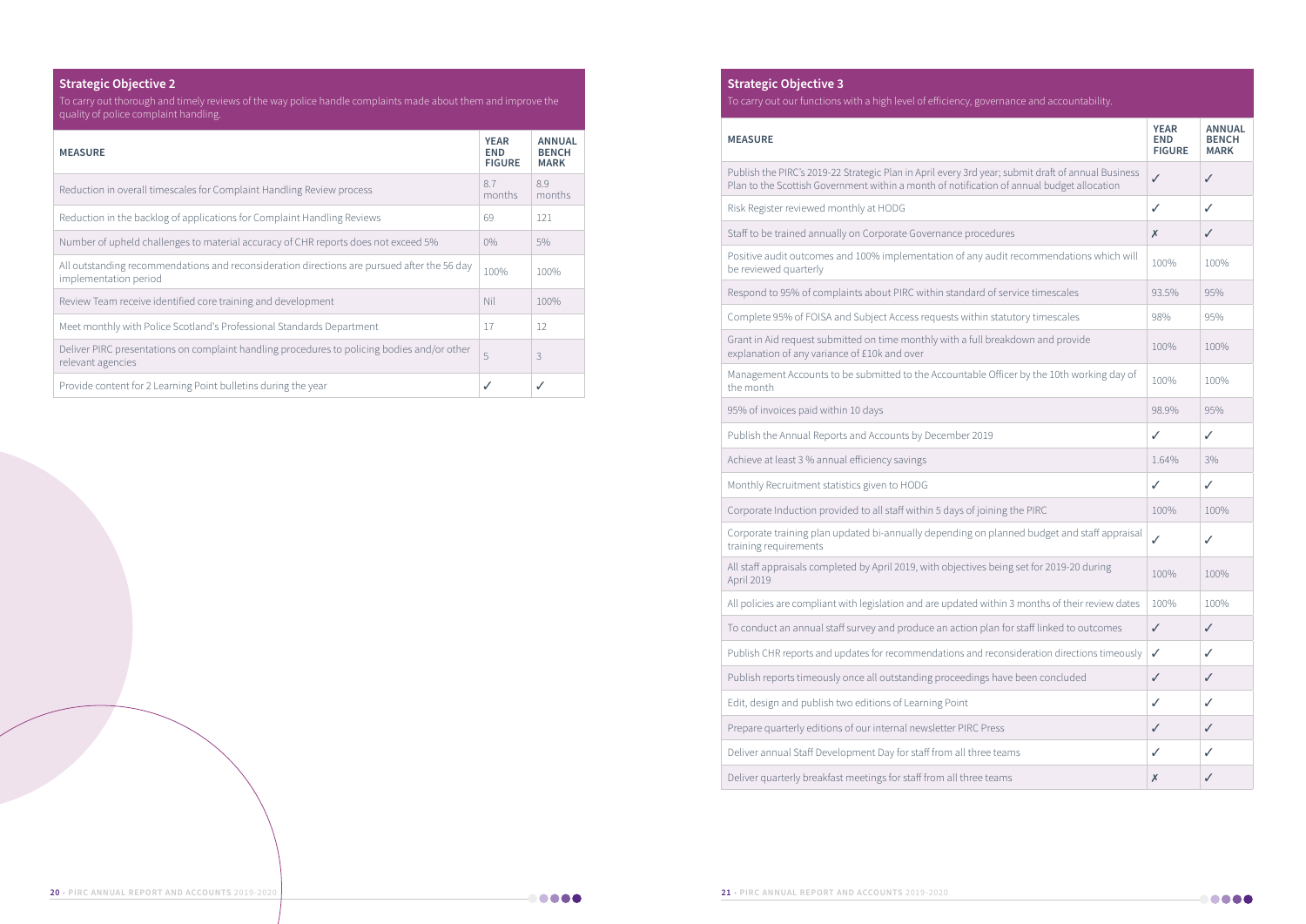## Strategic Objective 2

To carry out thorough and timely reviews of the way police handle complaints made about them and improve the quality of police complaint handling.

| MEASURE | YEAR END FIGURE | ANNUAL BENCH MARK |
|---|---|---|
| Reduction in overall timescales for Complaint Handling Review process | 8.7 months | 8.9 months |
| Reduction in the backlog of applications for Complaint Handling Reviews | 69 | 121 |
| Number of upheld challenges to material accuracy of CHR reports does not exceed 5% | 0% | 5% |
| All outstanding recommendations and reconsideration directions are pursued after the 56 day implementation period | 100% | 100% |
| Review Team receive identified core training and development | Nil | 100% |
| Meet monthly with Police Scotland's Professional Standards Department | 17 | 12 |
| Deliver PIRC presentations on complaint handling procedures to policing bodies and/or other relevant agencies | 5 | 3 |
| Provide content for 2 Learning Point bulletins during the year | ✓ | ✓ |

## Strategic Objective 3

To carry out our functions with a high level of efficiency, governance and accountability.

| MEASURE | YEAR END FIGURE | ANNUAL BENCH MARK |
|---|---|---|
| Publish the PIRC's 2019-22 Strategic Plan in April every 3rd year; submit draft of annual Business Plan to the Scottish Government within a month of notification of annual budget allocation | ✓ | ✓ |
| Risk Register reviewed monthly at HODG | ✓ | ✓ |
| Staff to be trained annually on Corporate Governance procedures | ✗ | ✓ |
| Positive audit outcomes and 100% implementation of any audit recommendations which will be reviewed quarterly | 100% | 100% |
| Respond to 95% of complaints about PIRC within standard of service timescales | 93.5% | 95% |
| Complete 95% of FOISA and Subject Access requests within statutory timescales | 98% | 95% |
| Grant in Aid request submitted on time monthly with a full breakdown and provide explanation of any variance of £10k and over | 100% | 100% |
| Management Accounts to be submitted to the Accountable Officer by the 10th working day of the month | 100% | 100% |
| 95% of invoices paid within 10 days | 98.9% | 95% |
| Publish the Annual Reports and Accounts by December 2019 | ✓ | ✓ |
| Achieve at least 3 % annual efficiency savings | 1.64% | 3% |
| Monthly Recruitment statistics given to HODG | ✓ | ✓ |
| Corporate Induction provided to all staff within 5 days of joining the PIRC | 100% | 100% |
| Corporate training plan updated bi-annually depending on planned budget and staff appraisal training requirements | ✓ | ✓ |
| All staff appraisals completed by April 2019, with objectives being set for 2019-20 during April 2019 | 100% | 100% |
| All policies are compliant with legislation and are updated within 3 months of their review dates | 100% | 100% |
| To conduct an annual staff survey and produce an action plan for staff linked to outcomes | ✓ | ✓ |
| Publish CHR reports and updates for recommendations and reconsideration directions timeously | ✓ | ✓ |
| Publish reports timeously once all outstanding proceedings have been concluded | ✓ | ✓ |
| Edit, design and publish two editions of Learning Point | ✓ | ✓ |
| Prepare quarterly editions of our internal newsletter PIRC Press | ✓ | ✓ |
| Deliver annual Staff Development Day for staff from all three teams | ✓ | ✓ |
| Deliver quarterly breakfast meetings for staff from all three teams | ✗ | ✓ |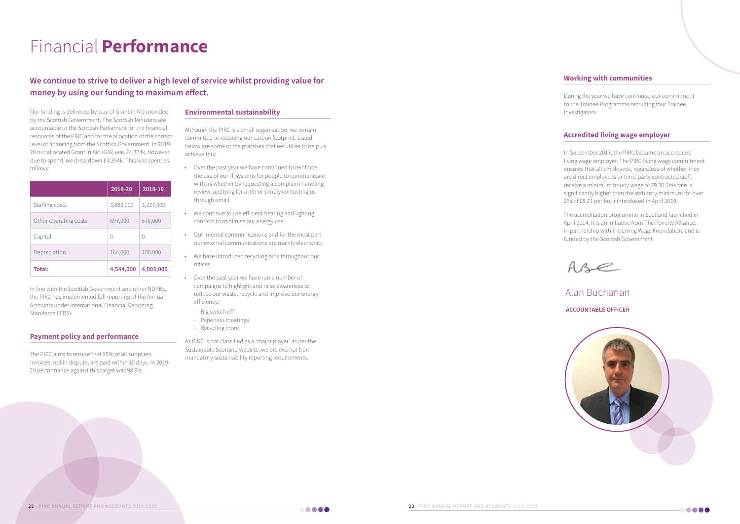# Financial **Performance**

## We continue to strive to deliver a high level of service whilst providing value for money by using our funding to maximum effect.

Our funding is delivered by way of Grant in Aid provided by the Scottish Government. The Scottish Ministers are accountable to the Scottish Parliament for the financial resources of the PIRC and for the allocation of the correct level of financing from the Scottish Government. In 2019-20 our allocated Grant in Aid (GIA) was £4,374k, however due to spend, we drew down £4,394k. This was spent as follows:

| | 2019-20 | 2018-19 |
|---|---|---|
| Staffing costs | 3,683,000 | 3,227,000 |
| Other operating costs | 697,000 | 676,000 |
| Capital | 0 | 0 |
| Depreciation | 164,000 | 100,000 |
| **Total:** | **4,544,000** | **4,003,000** |

In line with the Scottish Government and other NDPBs, the PIRC has implemented full reporting of the Annual Accounts under International Financial Reporting Standards (IFRS).

### Payment policy and performance

The PIRC aims to ensure that 95% of all suppliers invoices, not in dispute, are paid within 10 days. In 2019-20 performance against this target was 98.9%.

### Environmental sustainability

Although the PIRC is a small organisation, we remain committed to reducing our carbon footprint. Listed below are some of the practises that we utilise to help us achieve this:

- Over the past year we have continued to reinforce the use of our IT systems for people to communicate with us whether by requesting a complaint handling review, applying for a job or simply contacting us through email.
- We continue to use efficient heating and lighting controls to minimise our energy use.
- Our internal communications and for the most part our external communications are mainly electronic.
- We have introduced recycling bins throughout our offices.
- Over the past year we have run a number of campaigns to highlight and raise awareness to reduce our waste, recycle and improve our energy efficiency:
  - Big switch off
  - Paperless meetings
  - Recycling more

As PIRC is not classified as a 'major player' as per the Sustainable Scotland website, we are exempt from mandatory sustainability reporting requirements.

### Working with communities

During the year we have continued our commitment to the Trainee Programme recruiting four Trainee Investigators.

### Accredited living wage employer

In September 2017, the PIRC became an accredited living wage employer. The PIRC living wage commitment ensures that all employees, regardless of whether they are direct employees or third-party contracted staff, receive a minimum hourly wage of £9.30 This rate is significantly higher than the statutory minimum for over 25s of £8.21 per hour introduced in April 2019.

The accreditation programme in Scotland launched in April 2014. It is an initiative from The Poverty Alliance, in partnership with the Living Wage Foundation, and is funded by the Scottish Government

Alan Buchanan

**ACCOUNTABLE OFFICER**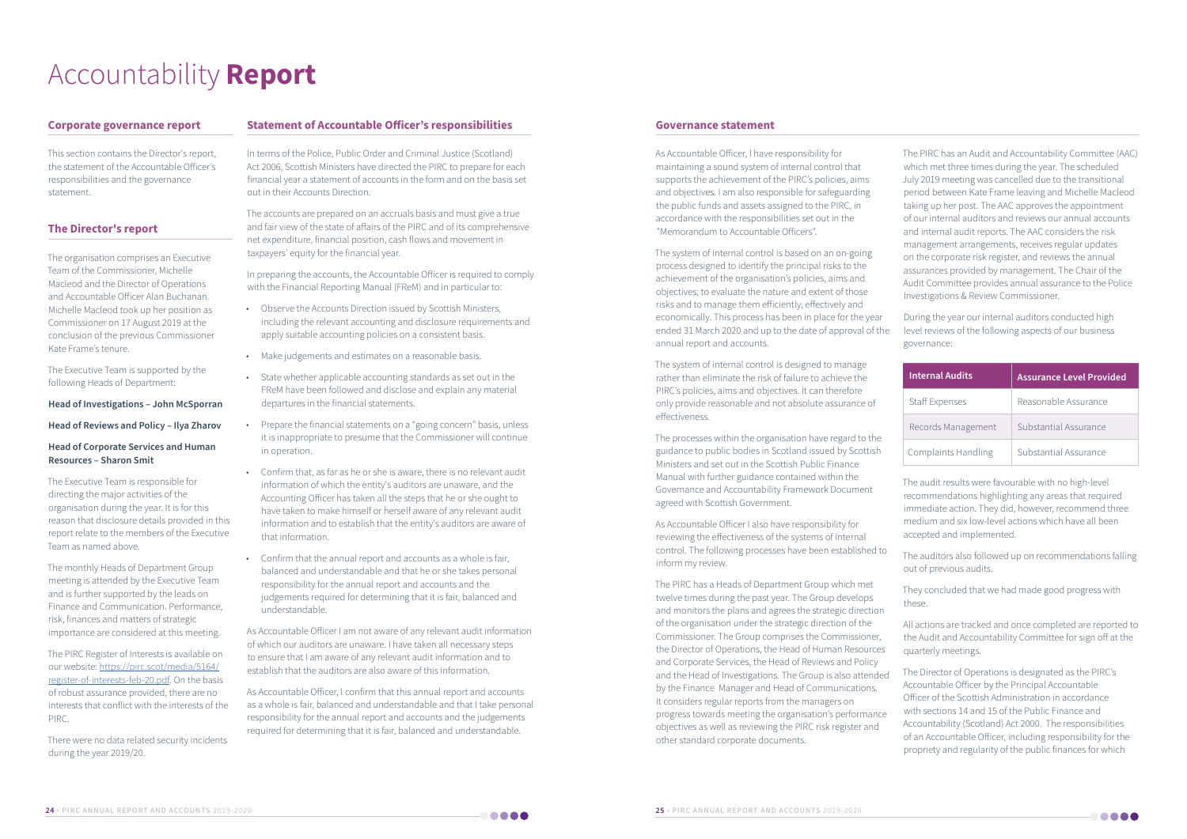// Accountability **Report**

# Accountability **Report**

## Corporate governance report

This section contains the Director's report, the statement of the Accountable Officer's responsibilities and the governance statement.

## The Director's report

The organisation comprises an Executive Team of the Commissioner, Michelle Macleod and the Director of Operations and Accountable Officer Alan Buchanan. Michelle Macleod took up her position as Commissioner on 17 August 2019 at the conclusion of the previous Commissioner Kate Frame's tenure.

The Executive Team is supported by the following Heads of Department:

**Head of Investigations – John McSporran**

**Head of Reviews and Policy – Ilya Zharov**

**Head of Corporate Services and Human Resources – Sharon Smit**

The Executive Team is responsible for directing the major activities of the organisation during the year. It is for this reason that disclosure details provided in this report relate to the members of the Executive Team as named above.

The monthly Heads of Department Group meeting is attended by the Executive Team and is further supported by the leads on Finance and Communication. Performance, risk, finances and matters of strategic importance are considered at this meeting.

The PIRC Register of Interests is available on our website: https://pirc.scot/media/5164/register-of-interests-feb-20.pdf. On the basis of robust assurance provided, there are no interests that conflict with the interests of the PIRC.

There were no data related security incidents during the year 2019/20.

## Statement of Accountable Officer's responsibilities

In terms of the Police, Public Order and Criminal Justice (Scotland) Act 2006, Scottish Ministers have directed the PIRC to prepare for each financial year a statement of accounts in the form and on the basis set out in their Accounts Direction.

The accounts are prepared on an accruals basis and must give a true and fair view of the state of affairs of the PIRC and of its comprehensive net expenditure, financial position, cash flows and movement in taxpayers' equity for the financial year.

In preparing the accounts, the Accountable Officer is required to comply with the Financial Reporting Manual (FReM) and in particular to:

- Observe the Accounts Direction issued by Scottish Ministers, including the relevant accounting and disclosure requirements and apply suitable accounting policies on a consistent basis.
- Make judgements and estimates on a reasonable basis.
- State whether applicable accounting standards as set out in the FReM have been followed and disclose and explain any material departures in the financial statements.
- Prepare the financial statements on a "going concern" basis, unless it is inappropriate to presume that the Commissioner will continue in operation.
- Confirm that, as far as he or she is aware, there is no relevant audit information of which the entity's auditors are unaware, and the Accounting Officer has taken all the steps that he or she ought to have taken to make himself or herself aware of any relevant audit information and to establish that the entity's auditors are aware of that information.
- Confirm that the annual report and accounts as a whole is fair, balanced and understandable and that he or she takes personal responsibility for the annual report and accounts and the judgements required for determining that it is fair, balanced and understandable.

As Accountable Officer I am not aware of any relevant audit information of which our auditors are unaware. I have taken all necessary steps to ensure that I am aware of any relevant audit information and to establish that the auditors are also aware of this information.

As Accountable Officer, I confirm that this annual report and accounts as a whole is fair, balanced and understandable and that I take personal responsibility for the annual report and accounts and the judgements required for determining that it is fair, balanced and understandable.

## Governance statement

As Accountable Officer, I have responsibility for maintaining a sound system of internal control that supports the achievement of the PIRC's policies, aims and objectives. I am also responsible for safeguarding the public funds and assets assigned to the PIRC, in accordance with the responsibilities set out in the "Memorandum to Accountable Officers".

The system of internal control is based on an on-going process designed to identify the principal risks to the achievement of the organisation's policies, aims and objectives; to evaluate the nature and extent of those risks and to manage them efficiently, effectively and economically. This process has been in place for the year ended 31 March 2020 and up to the date of approval of the annual report and accounts.

The system of internal control is designed to manage rather than eliminate the risk of failure to achieve the PIRC's policies, aims and objectives. It can therefore only provide reasonable and not absolute assurance of effectiveness.

The processes within the organisation have regard to the guidance to public bodies in Scotland issued by Scottish Ministers and set out in the Scottish Public Finance Manual with further guidance contained within the Governance and Accountability Framework Document agreed with Scottish Government.

As Accountable Officer I also have responsibility for reviewing the effectiveness of the systems of internal control. The following processes have been established to inform my review.

The PIRC has a Heads of Department Group which met twelve times during the past year. The Group develops and monitors the plans and agrees the strategic direction of the organisation under the strategic direction of the Commissioner. The Group comprises the Commissioner, the Director of Operations, the Head of Human Resources and Corporate Services, the Head of Reviews and Policy and the Head of Investigations. The Group is also attended by the Finance Manager and Head of Communications. It considers regular reports from the managers on progress towards meeting the organisation's performance objectives as well as reviewing the PIRC risk register and other standard corporate documents.

The PIRC has an Audit and Accountability Committee (AAC) which met three times during the year. The scheduled July 2019 meeting was cancelled due to the transitional period between Kate Frame leaving and Michelle Macleod taking up her post. The AAC approves the appointment of our internal auditors and reviews our annual accounts and internal audit reports. The AAC considers the risk management arrangements, receives regular updates on the corporate risk register, and reviews the annual assurances provided by management. The Chair of the Audit Committee provides annual assurance to the Police Investigations & Review Commissioner.

During the year our internal auditors conducted high level reviews of the following aspects of our business governance:

| Internal Audits | Assurance Level Provided |
|---|---|
| Staff Expenses | Reasonable Assurance |
| Records Management | Substantial Assurance |
| Complaints Handling | Substantial Assurance |

The audit results were favourable with no high-level recommendations highlighting any areas that required immediate action. They did, however, recommend three medium and six low-level actions which have all been accepted and implemented.

The auditors also followed up on recommendations falling out of previous audits.

They concluded that we had made good progress with these.

All actions are tracked and once completed are reported to the Audit and Accountability Committee for sign off at the quarterly meetings.

The Director of Operations is designated as the PIRC's Accountable Officer by the Principal Accountable Officer of the Scottish Administration in accordance with sections 14 and 15 of the Public Finance and Accountability (Scotland) Act 2000. The responsibilities of an Accountable Officer, including responsibility for the propriety and regularity of the public finances for which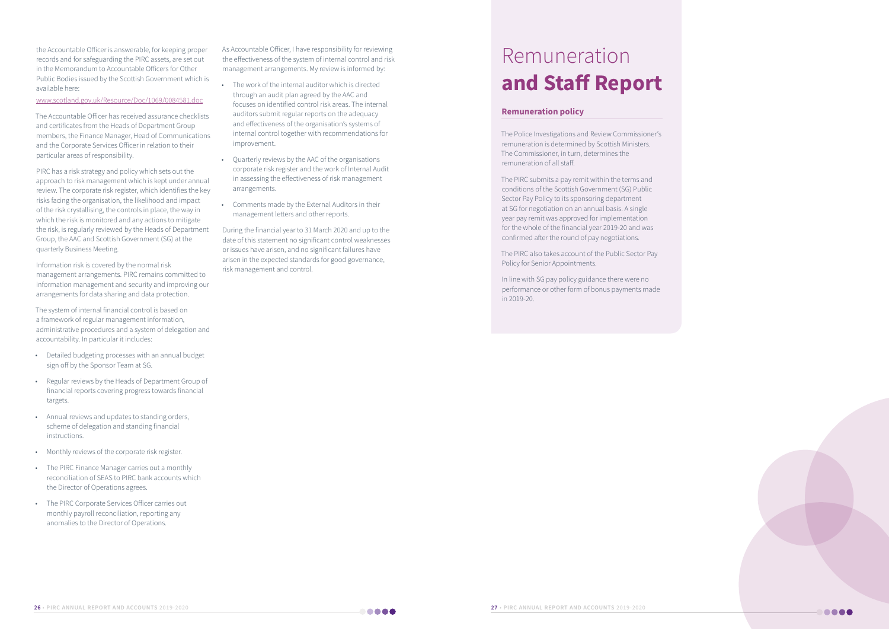the Accountable Officer is answerable, for keeping proper records and for safeguarding the PIRC assets, are set out in the Memorandum to Accountable Officers for Other Public Bodies issued by the Scottish Government which is available here:

www.scotland.gov.uk/Resource/Doc/1069/0084581.doc

The Accountable Officer has received assurance checklists and certificates from the Heads of Department Group members, the Finance Manager, Head of Communications and the Corporate Services Officer in relation to their particular areas of responsibility.

PIRC has a risk strategy and policy which sets out the approach to risk management which is kept under annual review. The corporate risk register, which identifies the key risks facing the organisation, the likelihood and impact of the risk crystallising, the controls in place, the way in which the risk is monitored and any actions to mitigate the risk, is regularly reviewed by the Heads of Department Group, the AAC and Scottish Government (SG) at the quarterly Business Meeting.

Information risk is covered by the normal risk management arrangements. PIRC remains committed to information management and security and improving our arrangements for data sharing and data protection.

The system of internal financial control is based on a framework of regular management information, administrative procedures and a system of delegation and accountability. In particular it includes:

- Detailed budgeting processes with an annual budget sign off by the Sponsor Team at SG.
- Regular reviews by the Heads of Department Group of financial reports covering progress towards financial targets.
- Annual reviews and updates to standing orders, scheme of delegation and standing financial instructions.
- Monthly reviews of the corporate risk register.
- The PIRC Finance Manager carries out a monthly reconciliation of SEAS to PIRC bank accounts which the Director of Operations agrees.
- The PIRC Corporate Services Officer carries out monthly payroll reconciliation, reporting any anomalies to the Director of Operations.

As Accountable Officer, I have responsibility for reviewing the effectiveness of the system of internal control and risk management arrangements. My review is informed by:

- The work of the internal auditor which is directed through an audit plan agreed by the AAC and focuses on identified control risk areas. The internal auditors submit regular reports on the adequacy and effectiveness of the organisation's systems of internal control together with recommendations for improvement.
- Quarterly reviews by the AAC of the organisations corporate risk register and the work of Internal Audit in assessing the effectiveness of risk management arrangements.
- Comments made by the External Auditors in their management letters and other reports.

During the financial year to 31 March 2020 and up to the date of this statement no significant control weaknesses or issues have arisen, and no significant failures have arisen in the expected standards for good governance, risk management and control.

# Remuneration **and Staff Report**

## Remuneration policy

The Police Investigations and Review Commissioner's remuneration is determined by Scottish Ministers. The Commissioner, in turn, determines the remuneration of all staff.

The PIRC submits a pay remit within the terms and conditions of the Scottish Government (SG) Public Sector Pay Policy to its sponsoring department at SG for negotiation on an annual basis. A single year pay remit was approved for implementation for the whole of the financial year 2019-20 and was confirmed after the round of pay negotiations.

The PIRC also takes account of the Public Sector Pay Policy for Senior Appointments.

In line with SG pay policy guidance there were no performance or other form of bonus payments made in 2019-20.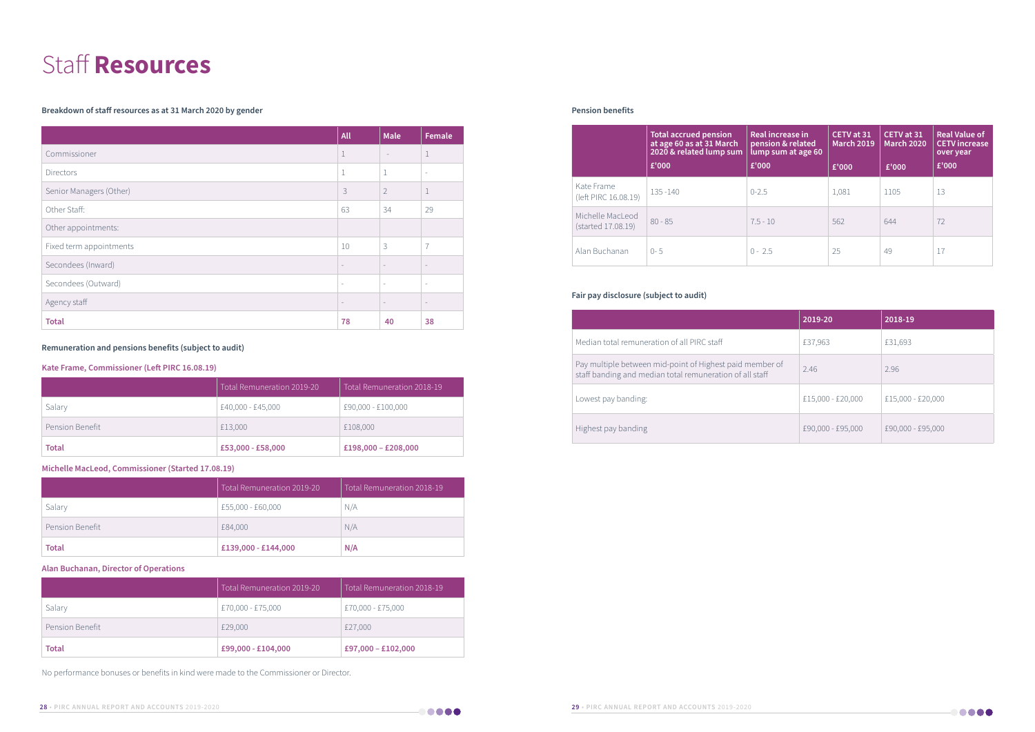# Staff **Resources**

#### Breakdown of staff resources as at 31 March 2020 by gender

| | All | Male | Female |
|---|---|---|---|
| Commissioner | 1 | - | 1 |
| Directors | 1 | 1 | - |
| Senior Managers (Other) | 3 | 2 | 1 |
| Other Staff: | 63 | 34 | 29 |
| Other appointments: | | | |
| Fixed term appointments | 10 | 3 | 7 |
| Secondees (Inward) | - | - | - |
| Secondees (Outward) | - | - | - |
| Agency staff | - | - | - |
| **Total** | **78** | **40** | **38** |

#### Remuneration and pensions benefits (subject to audit)

#### Kate Frame, Commissioner (Left PIRC 16.08.19)

| | Total Remuneration 2019-20 | Total Remuneration 2018-19 |
|---|---|---|
| Salary | £40,000 - £45,000 | £90,000 - £100,000 |
| Pension Benefit | £13,000 | £108,000 |
| **Total** | **£53,000 - £58,000** | **£198,000 – £208,000** |

#### Michelle MacLeod, Commissioner (Started 17.08.19)

| | Total Remuneration 2019-20 | Total Remuneration 2018-19 |
|---|---|---|
| Salary | £55,000 - £60,000 | N/A |
| Pension Benefit | £84,000 | N/A |
| **Total** | **£139,000 - £144,000** | **N/A** |

#### Alan Buchanan, Director of Operations

| | Total Remuneration 2019-20 | Total Remuneration 2018-19 |
|---|---|---|
| Salary | £70,000 - £75,000 | £70,000 - £75,000 |
| Pension Benefit | £29,000 | £27,000 |
| **Total** | **£99,000 - £104,000** | **£97,000 – £102,000** |

No performance bonuses or benefits in kind were made to the Commissioner or Director.

#### Pension benefits

| | Total accrued pension at age 60 as at 31 March 2020 & related lump sum £'000 | Real increase in pension & related lump sum at age 60 £'000 | CETV at 31 March 2019 £'000 | CETV at 31 March 2020 £'000 | Real Value of CETV increase over year £'000 |
|---|---|---|---|---|---|
| Kate Frame (left PIRC 16.08.19) | 135 -140 | 0-2.5 | 1,081 | 1105 | 13 |
| Michelle MacLeod (started 17.08.19) | 80 - 85 | 7.5 - 10 | 562 | 644 | 72 |
| Alan Buchanan | 0- 5 | 0 - 2.5 | 25 | 49 | 17 |

#### Fair pay disclosure (subject to audit)

| | 2019-20 | 2018-19 |
|---|---|---|
| Median total remuneration of all PIRC staff | £37,963 | £31,693 |
| Pay multiple between mid-point of Highest paid member of staff banding and median total remuneration of all staff | 2.46 | 2.96 |
| Lowest pay banding: | £15,000 - £20,000 | £15,000 - £20,000 |
| Highest pay banding | £90,000 - £95,000 | £90,000 - £95,000 |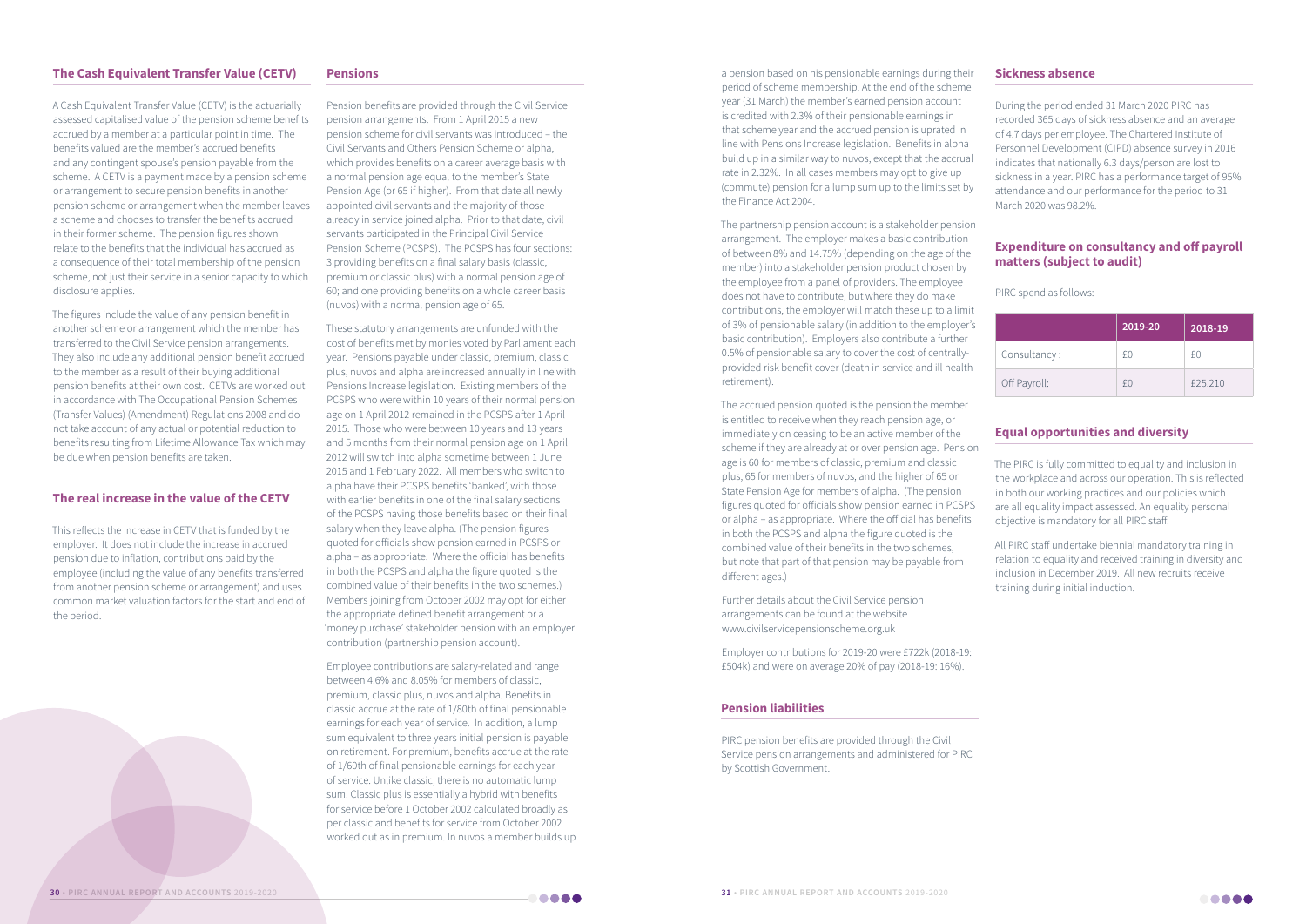## The Cash Equivalent Transfer Value (CETV)

A Cash Equivalent Transfer Value (CETV) is the actuarially assessed capitalised value of the pension scheme benefits accrued by a member at a particular point in time. The benefits valued are the member's accrued benefits and any contingent spouse's pension payable from the scheme. A CETV is a payment made by a pension scheme or arrangement to secure pension benefits in another pension scheme or arrangement when the member leaves a scheme and chooses to transfer the benefits accrued in their former scheme. The pension figures shown relate to the benefits that the individual has accrued as a consequence of their total membership of the pension scheme, not just their service in a senior capacity to which disclosure applies.

The figures include the value of any pension benefit in another scheme or arrangement which the member has transferred to the Civil Service pension arrangements. They also include any additional pension benefit accrued to the member as a result of their buying additional pension benefits at their own cost. CETVs are worked out in accordance with The Occupational Pension Schemes (Transfer Values) (Amendment) Regulations 2008 and do not take account of any actual or potential reduction to benefits resulting from Lifetime Allowance Tax which may be due when pension benefits are taken.

## The real increase in the value of the CETV

This reflects the increase in CETV that is funded by the employer. It does not include the increase in accrued pension due to inflation, contributions paid by the employee (including the value of any benefits transferred from another pension scheme or arrangement) and uses common market valuation factors for the start and end of the period.

## Pensions

Pension benefits are provided through the Civil Service pension arrangements. From 1 April 2015 a new pension scheme for civil servants was introduced – the Civil Servants and Others Pension Scheme or alpha, which provides benefits on a career average basis with a normal pension age equal to the member's State Pension Age (or 65 if higher). From that date all newly appointed civil servants and the majority of those already in service joined alpha. Prior to that date, civil servants participated in the Principal Civil Service Pension Scheme (PCSPS). The PCSPS has four sections: 3 providing benefits on a final salary basis (classic, premium or classic plus) with a normal pension age of 60; and one providing benefits on a whole career basis (nuvos) with a normal pension age of 65.

These statutory arrangements are unfunded with the cost of benefits met by monies voted by Parliament each year. Pensions payable under classic, premium, classic plus, nuvos and alpha are increased annually in line with Pensions Increase legislation. Existing members of the PCSPS who were within 10 years of their normal pension age on 1 April 2012 remained in the PCSPS after 1 April 2015. Those who were between 10 years and 13 years and 5 months from their normal pension age on 1 April 2012 will switch into alpha sometime between 1 June 2015 and 1 February 2022. All members who switch to alpha have their PCSPS benefits 'banked', with those with earlier benefits in one of the final salary sections of the PCSPS having those benefits based on their final salary when they leave alpha. (The pension figures quoted for officials show pension earned in PCSPS or alpha – as appropriate. Where the official has benefits in both the PCSPS and alpha the figure quoted is the combined value of their benefits in the two schemes.) Members joining from October 2002 may opt for either the appropriate defined benefit arrangement or a 'money purchase' stakeholder pension with an employer contribution (partnership pension account).

Employee contributions are salary-related and range between 4.6% and 8.05% for members of classic, premium, classic plus, nuvos and alpha. Benefits in classic accrue at the rate of 1/80th of final pensionable earnings for each year of service. In addition, a lump sum equivalent to three years initial pension is payable on retirement. For premium, benefits accrue at the rate of 1/60th of final pensionable earnings for each year of service. Unlike classic, there is no automatic lump sum. Classic plus is essentially a hybrid with benefits for service before 1 October 2002 calculated broadly as per classic and benefits for service from October 2002 worked out as in premium. In nuvos a member builds up a pension based on his pensionable earnings during their period of scheme membership. At the end of the scheme year (31 March) the member's earned pension account is credited with 2.3% of their pensionable earnings in that scheme year and the accrued pension is uprated in line with Pensions Increase legislation. Benefits in alpha build up in a similar way to nuvos, except that the accrual rate in 2.32%. In all cases members may opt to give up (commute) pension for a lump sum up to the limits set by the Finance Act 2004.

The partnership pension account is a stakeholder pension arrangement. The employer makes a basic contribution of between 8% and 14.75% (depending on the age of the member) into a stakeholder pension product chosen by the employee from a panel of providers. The employee does not have to contribute, but where they do make contributions, the employer will match these up to a limit of 3% of pensionable salary (in addition to the employer's basic contribution). Employers also contribute a further 0.5% of pensionable salary to cover the cost of centrally-provided risk benefit cover (death in service and ill health retirement).

The accrued pension quoted is the pension the member is entitled to receive when they reach pension age, or immediately on ceasing to be an active member of the scheme if they are already at or over pension age. Pension age is 60 for members of classic, premium and classic plus, 65 for members of nuvos, and the higher of 65 or State Pension Age for members of alpha. (The pension figures quoted for officials show pension earned in PCSPS or alpha – as appropriate. Where the official has benefits in both the PCSPS and alpha the figure quoted is the combined value of their benefits in the two schemes, but note that part of that pension may be payable from different ages.)

Further details about the Civil Service pension arrangements can be found at the website www.civilservicepensionscheme.org.uk

Employer contributions for 2019-20 were £722k (2018-19: £504k) and were on average 20% of pay (2018-19: 16%).

## Pension liabilities

PIRC pension benefits are provided through the Civil Service pension arrangements and administered for PIRC by Scottish Government.

## Sickness absence

During the period ended 31 March 2020 PIRC has recorded 365 days of sickness absence and an average of 4.7 days per employee. The Chartered Institute of Personnel Development (CIPD) absence survey in 2016 indicates that nationally 6.3 days/person are lost to sickness in a year. PIRC has a performance target of 95% attendance and our performance for the period to 31 March 2020 was 98.2%.

## Expenditure on consultancy and off payroll matters (subject to audit)

PIRC spend as follows:

| | 2019-20 | 2018-19 |
|---|---|---|
| Consultancy : | £0 | £0 |
| Off Payroll: | £0 | £25,210 |

## Equal opportunities and diversity

The PIRC is fully committed to equality and inclusion in the workplace and across our operation. This is reflected in both our working practices and our policies which are all equality impact assessed. An equality personal objective is mandatory for all PIRC staff.

All PIRC staff undertake biennial mandatory training in relation to equality and received training in diversity and inclusion in December 2019. All new recruits receive training during initial induction.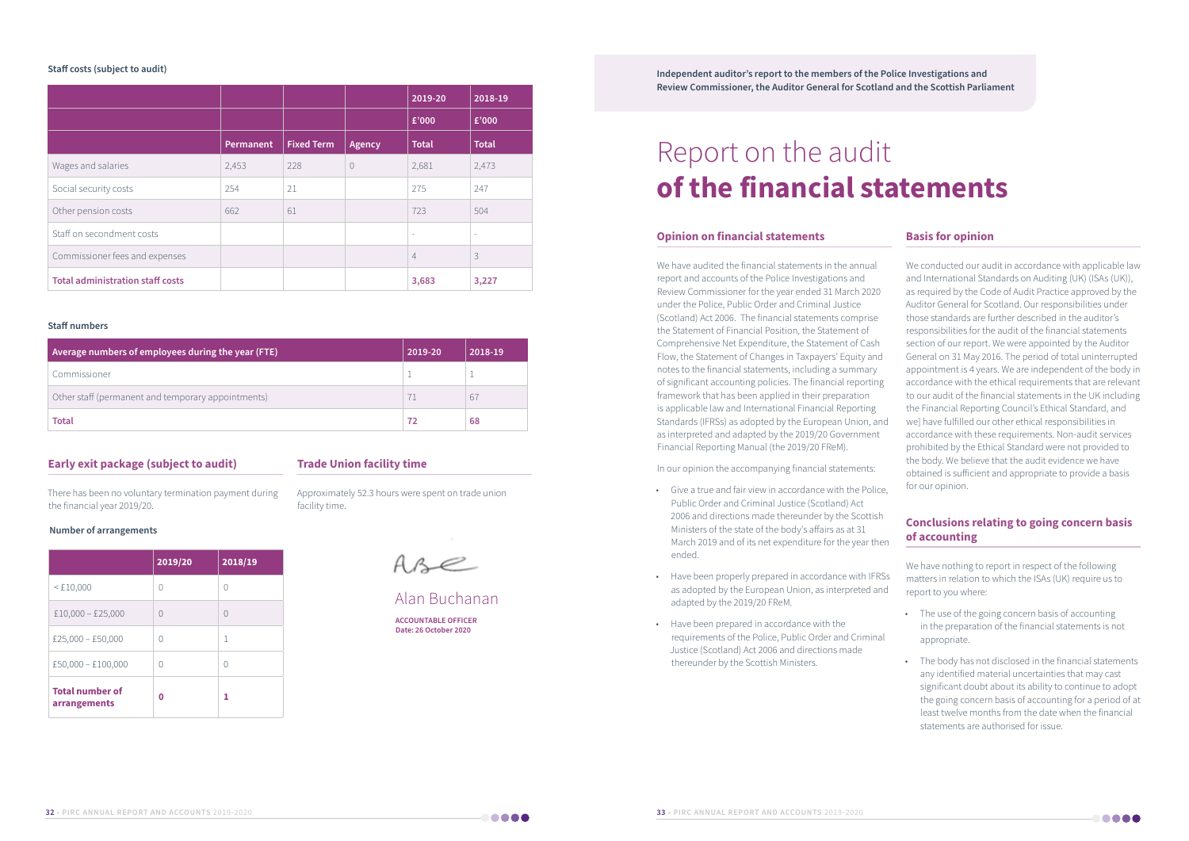**Staff costs (subject to audit)**

| | | | | 2019-20 | 2018-19 |
|---|---|---|---|---|---|
| | | | | £'000 | £'000 |
| | Permanent | Fixed Term | Agency | Total | Total |
| Wages and salaries | 2,453 | 228 | 0 | 2,681 | 2,473 |
| Social security costs | 254 | 21 | | 275 | 247 |
| Other pension costs | 662 | 61 | | 723 | 504 |
| Staff on secondment costs | | | | - | - |
| Commissioner fees and expenses | | | | 4 | 3 |
| **Total administration staff costs** | | | | **3,683** | **3,227** |

**Staff numbers**

| Average numbers of employees during the year (FTE) | 2019-20 | 2018-19 |
|---|---|---|
| Commissioner | 1 | 1 |
| Other staff (permanent and temporary appointments) | 71 | 67 |
| **Total** | **72** | **68** |

## Early exit package (subject to audit)

There has been no voluntary termination payment during the financial year 2019/20.

**Number of arrangements**

| | 2019/20 | 2018/19 |
|---|---|---|
| < £10,000 | 0 | 0 |
| £10,000 – £25,000 | 0 | 0 |
| £25,000 – £50,000 | 0 | 1 |
| £50,000 – £100,000 | 0 | 0 |
| **Total number of arrangements** | **0** | **1** |

## Trade Union facility time

Approximately 52.3 hours were spent on trade union facility time.

Alan Buchanan

**ACCOUNTABLE OFFICER**
**Date: 26 October 2020**

**Independent auditor's report to the members of the Police Investigations and Review Commissioner, the Auditor General for Scotland and the Scottish Parliament**

# Report on the audit **of the financial statements**

## Opinion on financial statements

We have audited the financial statements in the annual report and accounts of the Police Investigations and Review Commissioner for the year ended 31 March 2020 under the Police, Public Order and Criminal Justice (Scotland) Act 2006. The financial statements comprise the Statement of Financial Position, the Statement of Comprehensive Net Expenditure, the Statement of Cash Flow, the Statement of Changes in Taxpayers' Equity and notes to the financial statements, including a summary of significant accounting policies. The financial reporting framework that has been applied in their preparation is applicable law and International Financial Reporting Standards (IFRSs) as adopted by the European Union, and as interpreted and adapted by the 2019/20 Government Financial Reporting Manual (the 2019/20 FReM).

In our opinion the accompanying financial statements:

- Give a true and fair view in accordance with the Police, Public Order and Criminal Justice (Scotland) Act 2006 and directions made thereunder by the Scottish Ministers of the state of the body's affairs as at 31 March 2019 and of its net expenditure for the year then ended.
- Have been properly prepared in accordance with IFRSs as adopted by the European Union, as interpreted and adapted by the 2019/20 FReM.
- Have been prepared in accordance with the requirements of the Police, Public Order and Criminal Justice (Scotland) Act 2006 and directions made thereunder by the Scottish Ministers.

## Basis for opinion

We conducted our audit in accordance with applicable law and International Standards on Auditing (UK) (ISAs (UK)), as required by the Code of Audit Practice approved by the Auditor General for Scotland. Our responsibilities under those standards are further described in the auditor's responsibilities for the audit of the financial statements section of our report. We were appointed by the Auditor General on 31 May 2016. The period of total uninterrupted appointment is 4 years. We are independent of the body in accordance with the ethical requirements that are relevant to our audit of the financial statements in the UK including the Financial Reporting Council's Ethical Standard, and we] have fulfilled our other ethical responsibilities in accordance with these requirements. Non-audit services prohibited by the Ethical Standard were not provided to the body. We believe that the audit evidence we have obtained is sufficient and appropriate to provide a basis for our opinion.

## Conclusions relating to going concern basis of accounting

We have nothing to report in respect of the following matters in relation to which the ISAs (UK) require us to report to you where:

- The use of the going concern basis of accounting in the preparation of the financial statements is not appropriate.
- The body has not disclosed in the financial statements any identified material uncertainties that may cast significant doubt about its ability to continue to adopt the going concern basis of accounting for a period of at least twelve months from the date when the financial statements are authorised for issue.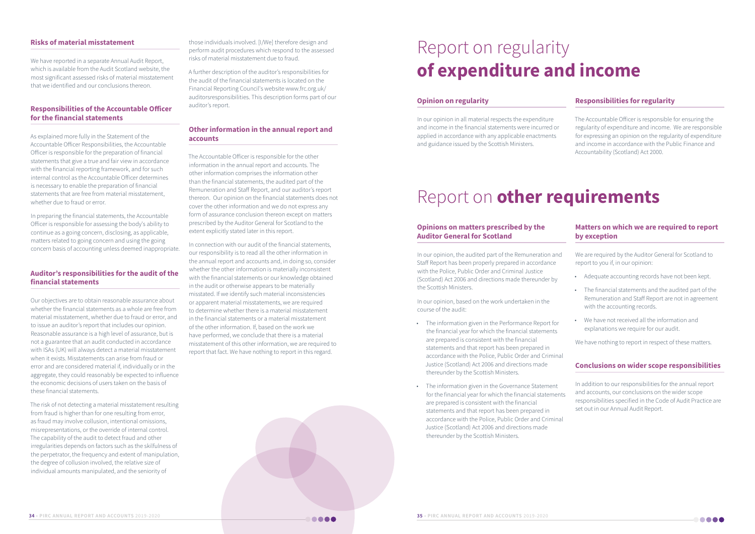## Risks of material misstatement

We have reported in a separate Annual Audit Report, which is available from the Audit Scotland website, the most significant assessed risks of material misstatement that we identified and our conclusions thereon.

## Responsibilities of the Accountable Officer for the financial statements

As explained more fully in the Statement of the Accountable Officer Responsibilities, the Accountable Officer is responsible for the preparation of financial statements that give a true and fair view in accordance with the financial reporting framework, and for such internal control as the Accountable Officer determines is necessary to enable the preparation of financial statements that are free from material misstatement, whether due to fraud or error.

In preparing the financial statements, the Accountable Officer is responsible for assessing the body's ability to continue as a going concern, disclosing, as applicable, matters related to going concern and using the going concern basis of accounting unless deemed inappropriate.

## Auditor's responsibilities for the audit of the financial statements

Our objectives are to obtain reasonable assurance about whether the financial statements as a whole are free from material misstatement, whether due to fraud or error, and to issue an auditor's report that includes our opinion. Reasonable assurance is a high level of assurance, but is not a guarantee that an audit conducted in accordance with ISAs (UK) will always detect a material misstatement when it exists. Misstatements can arise from fraud or error and are considered material if, individually or in the aggregate, they could reasonably be expected to influence the economic decisions of users taken on the basis of these financial statements.

The risk of not detecting a material misstatement resulting from fraud is higher than for one resulting from error, as fraud may involve collusion, intentional omissions, misrepresentations, or the override of internal control. The capability of the audit to detect fraud and other irregularities depends on factors such as the skilfulness of the perpetrator, the frequency and extent of manipulation, the degree of collusion involved, the relative size of individual amounts manipulated, and the seniority of those individuals involved. [I/We] therefore design and perform audit procedures which respond to the assessed risks of material misstatement due to fraud.

A further description of the auditor's responsibilities for the audit of the financial statements is located on the Financial Reporting Council's website www.frc.org.uk/auditorsresponsibilities. This description forms part of our auditor's report.

## Other information in the annual report and accounts

The Accountable Officer is responsible for the other information in the annual report and accounts. The other information comprises the information other than the financial statements, the audited part of the Remuneration and Staff Report, and our auditor's report thereon. Our opinion on the financial statements does not cover the other information and we do not express any form of assurance conclusion thereon except on matters prescribed by the Auditor General for Scotland to the extent explicitly stated later in this report.

In connection with our audit of the financial statements, our responsibility is to read all the other information in the annual report and accounts and, in doing so, consider whether the other information is materially inconsistent with the financial statements or our knowledge obtained in the audit or otherwise appears to be materially misstated. If we identify such material inconsistencies or apparent material misstatements, we are required to determine whether there is a material misstatement in the financial statements or a material misstatement of the other information. If, based on the work we have performed, we conclude that there is a material misstatement of this other information, we are required to report that fact. We have nothing to report in this regard.

# Report on regularity **of expenditure and income**

## Opinion on regularity

In our opinion in all material respects the expenditure and income in the financial statements were incurred or applied in accordance with any applicable enactments and guidance issued by the Scottish Ministers.

## Responsibilities for regularity

The Accountable Officer is responsible for ensuring the regularity of expenditure and income. We are responsible for expressing an opinion on the regularity of expenditure and income in accordance with the Public Finance and Accountability (Scotland) Act 2000.

# Report on **other requirements**

## Opinions on matters prescribed by the Auditor General for Scotland

In our opinion, the audited part of the Remuneration and Staff Report has been properly prepared in accordance with the Police, Public Order and Criminal Justice (Scotland) Act 2006 and directions made thereunder by the Scottish Ministers.

In our opinion, based on the work undertaken in the course of the audit:

- The information given in the Performance Report for the financial year for which the financial statements are prepared is consistent with the financial statements and that report has been prepared in accordance with the Police, Public Order and Criminal Justice (Scotland) Act 2006 and directions made thereunder by the Scottish Ministers.
- The information given in the Governance Statement for the financial year for which the financial statements are prepared is consistent with the financial statements and that report has been prepared in accordance with the Police, Public Order and Criminal Justice (Scotland) Act 2006 and directions made thereunder by the Scottish Ministers.

## Matters on which we are required to report by exception

We are required by the Auditor General for Scotland to report to you if, in our opinion:

- Adequate accounting records have not been kept.
- The financial statements and the audited part of the Remuneration and Staff Report are not in agreement with the accounting records.
- We have not received all the information and explanations we require for our audit.

We have nothing to report in respect of these matters.

## Conclusions on wider scope responsibilities

In addition to our responsibilities for the annual report and accounts, our conclusions on the wider scope responsibilities specified in the Code of Audit Practice are set out in our Annual Audit Report.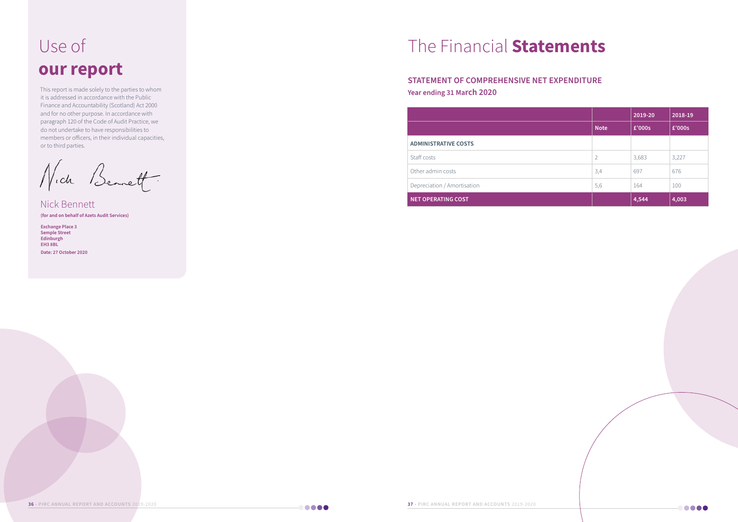# Use of **our report**

This report is made solely to the parties to whom it is addressed in accordance with the Public Finance and Accountability (Scotland) Act 2000 and for no other purpose. In accordance with paragraph 120 of the Code of Audit Practice, we do not undertake to have responsibilities to members or officers, in their individual capacities, or to third parties.

Nick Bennett

**(for and on behalf of Azets Audit Services)**

**Exchange Place 3**
**Semple Street**
**Edinburgh**
**EH3 8BL**

**Date: 27 October 2020**

# The Financial **Statements**

## STATEMENT OF COMPREHENSIVE NET EXPENDITURE

**Year ending 31 March 2020**

| | | 2019-20 | 2018-19 |
|---|---|---|---|
| | **Note** | **£'000s** | **£'000s** |
| **ADMINISTRATIVE COSTS** | | | |
| Staff costs | 2 | 3,683 | 3,227 |
| Other admin costs | 3,4 | 697 | 676 |
| Depreciation / Amortisation | 5,6 | 164 | 100 |
| **NET OPERATING COST** | | **4,544** | **4,003** |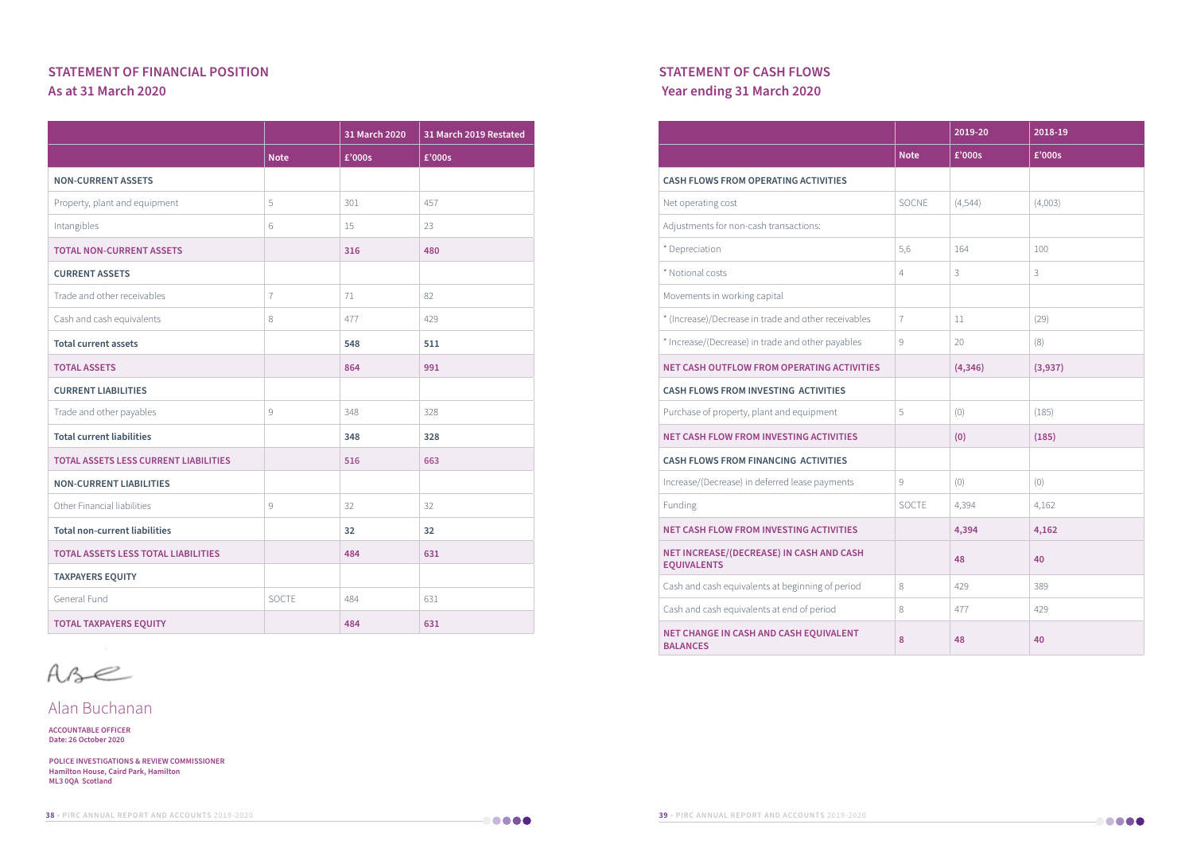## STATEMENT OF FINANCIAL POSITION
### As at 31 March 2020

| | | 31 March 2020 | 31 March 2019 Restated |
|---|---|---|---|
| | **Note** | **£'000s** | **£'000s** |
| **NON-CURRENT ASSETS** | | | |
| Property, plant and equipment | 5 | 301 | 457 |
| Intangibles | 6 | 15 | 23 |
| **TOTAL NON-CURRENT ASSETS** | | **316** | **480** |
| **CURRENT ASSETS** | | | |
| Trade and other receivables | 7 | 71 | 82 |
| Cash and cash equivalents | 8 | 477 | 429 |
| **Total current assets** | | **548** | **511** |
| **TOTAL ASSETS** | | **864** | **991** |
| **CURRENT LIABILITIES** | | | |
| Trade and other payables | 9 | 348 | 328 |
| **Total current liabilities** | | **348** | **328** |
| **TOTAL ASSETS LESS CURRENT LIABILITIES** | | **516** | **663** |
| **NON-CURRENT LIABILITIES** | | | |
| Other Financial liabilities | 9 | 32 | 32 |
| **Total non-current liabilities** | | **32** | **32** |
| **TOTAL ASSETS LESS TOTAL LIABILITIES** | | **484** | **631** |
| **TAXPAYERS EQUITY** | | | |
| General Fund | SOCTE | 484 | 631 |
| **TOTAL TAXPAYERS EQUITY** | | **484** | **631** |

Alan Buchanan

**ACCOUNTABLE OFFICER**
**Date: 26 October 2020**

**POLICE INVESTIGATIONS & REVIEW COMMISSIONER**
**Hamilton House, Caird Park, Hamilton**
**ML3 0QA Scotland**

## STATEMENT OF CASH FLOWS
### Year ending 31 March 2020

| | | 2019-20 | 2018-19 |
|---|---|---|---|
| | **Note** | **£'000s** | **£'000s** |
| **CASH FLOWS FROM OPERATING ACTIVITIES** | | | |
| Net operating cost | SOCNE | (4,544) | (4,003) |
| Adjustments for non-cash transactions: | | | |
| * Depreciation | 5,6 | 164 | 100 |
| * Notional costs | 4 | 3 | 3 |
| Movements in working capital | | | |
| * (Increase)/Decrease in trade and other receivables | 7 | 11 | (29) |
| * Increase/(Decrease) in trade and other payables | 9 | 20 | (8) |
| **NET CASH OUTFLOW FROM OPERATING ACTIVITIES** | | **(4,346)** | **(3,937)** |
| **CASH FLOWS FROM INVESTING ACTIVITIES** | | | |
| Purchase of property, plant and equipment | 5 | (0) | (185) |
| **NET CASH FLOW FROM INVESTING ACTIVITIES** | | **(0)** | **(185)** |
| **CASH FLOWS FROM FINANCING ACTIVITIES** | | | |
| Increase/(Decrease) in deferred lease payments | 9 | (0) | (0) |
| Funding | SOCTE | 4,394 | 4,162 |
| **NET CASH FLOW FROM INVESTING ACTIVITIES** | | **4,394** | **4,162** |
| **NET INCREASE/(DECREASE) IN CASH AND CASH EQUIVALENTS** | | **48** | **40** |
| Cash and cash equivalents at beginning of period | 8 | 429 | 389 |
| Cash and cash equivalents at end of period | 8 | 477 | 429 |
| **NET CHANGE IN CASH AND CASH EQUIVALENT BALANCES** | **8** | **48** | **40** |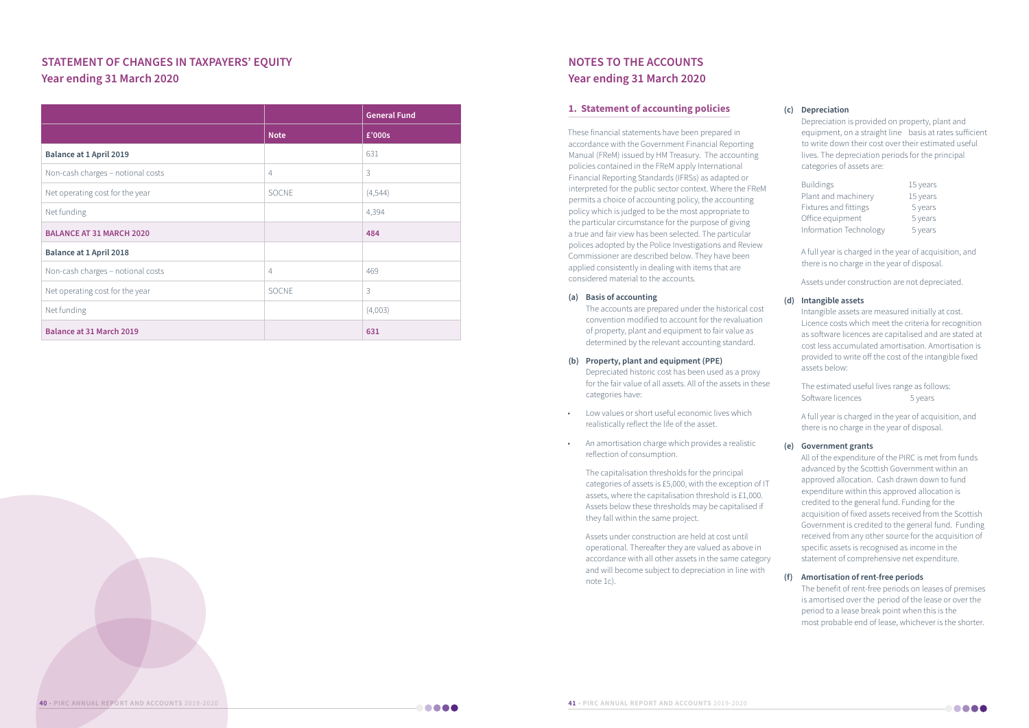## STATEMENT OF CHANGES IN TAXPAYERS' EQUITY
## Year ending 31 March 2020

| | | General Fund |
|---|---|---|
| | **Note** | **£'000s** |
| **Balance at 1 April 2019** | | 631 |
| Non-cash charges – notional costs | 4 | 3 |
| Net operating cost for the year | SOCNE | (4,544) |
| Net funding | | 4,394 |
| **BALANCE AT 31 MARCH 2020** | | **484** |
| **Balance at 1 April 2018** | | |
| Non-cash charges – notional costs | 4 | 469 |
| Net operating cost for the year | SOCNE | 3 |
| Net funding | | (4,003) |
| **Balance at 31 March 2019** | | **631** |

## NOTES TO THE ACCOUNTS
## Year ending 31 March 2020

### 1. Statement of accounting policies

These financial statements have been prepared in accordance with the Government Financial Reporting Manual (FReM) issued by HM Treasury. The accounting policies contained in the FReM apply International Financial Reporting Standards (IFRSs) as adapted or interpreted for the public sector context. Where the FReM permits a choice of accounting policy, the accounting policy which is judged to be the most appropriate to the particular circumstance for the purpose of giving a true and fair view has been selected. The particular polices adopted by the Police Investigations and Review Commissioner are described below. They have been applied consistently in dealing with items that are considered material to the accounts.

**(a) Basis of accounting**

The accounts are prepared under the historical cost convention modified to account for the revaluation of property, plant and equipment to fair value as determined by the relevant accounting standard.

**(b) Property, plant and equipment (PPE)**

Depreciated historic cost has been used as a proxy for the fair value of all assets. All of the assets in these categories have:

- Low values or short useful economic lives which realistically reflect the life of the asset.
- An amortisation charge which provides a realistic reflection of consumption.

The capitalisation thresholds for the principal categories of assets is £5,000, with the exception of IT assets, where the capitalisation threshold is £1,000. Assets below these thresholds may be capitalised if they fall within the same project.

Assets under construction are held at cost until operational. Thereafter they are valued as above in accordance with all other assets in the same category and will become subject to depreciation in line with note 1c).

**(c) Depreciation**

Depreciation is provided on property, plant and equipment, on a straight line basis at rates sufficient to write down their cost over their estimated useful lives. The depreciation periods for the principal categories of assets are:

| | |
|---|---|
| Buildings | 15 years |
| Plant and machinery | 15 years |
| Fixtures and fittings | 5 years |
| Office equipment | 5 years |
| Information Technology | 5 years |

A full year is charged in the year of acquisition, and there is no charge in the year of disposal.

Assets under construction are not depreciated.

**(d) Intangible assets**

Intangible assets are measured initially at cost. Licence costs which meet the criteria for recognition as software licences are capitalised and are stated at cost less accumulated amortisation. Amortisation is provided to write off the cost of the intangible fixed assets below:

The estimated useful lives range as follows:
Software licences 5 years

A full year is charged in the year of acquisition, and there is no charge in the year of disposal.

**(e) Government grants**

All of the expenditure of the PIRC is met from funds advanced by the Scottish Government within an approved allocation. Cash drawn down to fund expenditure within this approved allocation is credited to the general fund. Funding for the acquisition of fixed assets received from the Scottish Government is credited to the general fund. Funding received from any other source for the acquisition of specific assets is recognised as income in the statement of comprehensive net expenditure.

**(f) Amortisation of rent-free periods**

The benefit of rent-free periods on leases of premises is amortised over the period of the lease or over the period to a lease break point when this is the most probable end of lease, whichever is the shorter.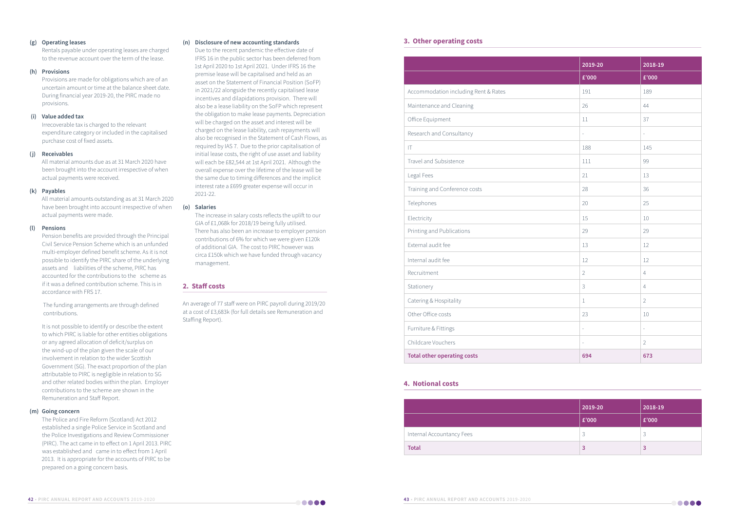**(g) Operating leases**

Rentals payable under operating leases are charged to the revenue account over the term of the lease.

**(h) Provisions**

Provisions are made for obligations which are of an uncertain amount or time at the balance sheet date. During financial year 2019-20, the PIRC made no provisions.

**(i) Value added tax**

Irrecoverable tax is charged to the relevant expenditure category or included in the capitalised purchase cost of fixed assets.

**(j) Receivables**

All material amounts due as at 31 March 2020 have been brought into the account irrespective of when actual payments were received.

**(k) Payables**

All material amounts outstanding as at 31 March 2020 have been brought into account irrespective of when actual payments were made.

**(l) Pensions**

Pension benefits are provided through the Principal Civil Service Pension Scheme which is an unfunded multi-employer defined benefit scheme. As it is not possible to identify the PIRC share of the underlying assets and liabilities of the scheme, PIRC has accounted for the contributions to the scheme as if it was a defined contribution scheme. This is in accordance with FRS 17.

The funding arrangements are through defined contributions.

It is not possible to identify or describe the extent to which PIRC is liable for other entities obligations or any agreed allocation of deficit/surplus on the wind-up of the plan given the scale of our involvement in relation to the wider Scottish Government (SG). The exact proportion of the plan attributable to PIRC is negligible in relation to SG and other related bodies within the plan. Employer contributions to the scheme are shown in the Remuneration and Staff Report.

**(m) Going concern**

The Police and Fire Reform (Scotland) Act 2012 established a single Police Service in Scotland and the Police Investigations and Review Commissioner (PIRC). The act came in to effect on 1 April 2013. PIRC was established and came in to effect from 1 April 2013. It is appropriate for the accounts of PIRC to be prepared on a going concern basis.

**(n) Disclosure of new accounting standards**

Due to the recent pandemic the effective date of IFRS 16 in the public sector has been deferred from 1st April 2020 to 1st April 2021. Under IFRS 16 the premise lease will be capitalised and held as an asset on the Statement of Financial Position (SoFP) in 2021/22 alongside the recently capitalised lease incentives and dilapidations provision. There will also be a lease liability on the SoFP which represent the obligation to make lease payments. Depreciation will be charged on the asset and interest will be charged on the lease liability, cash repayments will also be recognised in the Statement of Cash Flows, as required by IAS 7. Due to the prior capitalisation of initial lease costs, the right of use asset and liability will each be £82,544 at 1st April 2021. Although the overall expense over the lifetime of the lease will be the same due to timing differences and the implicit interest rate a £699 greater expense will occur in 2021-22.

**(o) Salaries**

The increase in salary costs reflects the uplift to our GIA of £1,068k for 2018/19 being fully utilised. There has also been an increase to employer pension contributions of 6% for which we were given £120k of additional GIA. The cost to PIRC however was circa £150k which we have funded through vacancy management.

## 2. Staff costs

An average of 77 staff were on PIRC payroll during 2019/20 at a cost of £3,683k (for full details see Remuneration and Staffing Report).

## 3. Other operating costs

| | 2019-20 | 2018-19 |
|---|---|---|
| | £'000 | £'000 |
| Accommodation including Rent & Rates | 191 | 189 |
| Maintenance and Cleaning | 26 | 44 |
| Office Equipment | 11 | 37 |
| Research and Consultancy | - | - |
| IT | 188 | 145 |
| Travel and Subsistence | 111 | 99 |
| Legal Fees | 21 | 13 |
| Training and Conference costs | 28 | 36 |
| Telephones | 20 | 25 |
| Electricity | 15 | 10 |
| Printing and Publications | 29 | 29 |
| External audit fee | 13 | 12 |
| Internal audit fee | 12 | 12 |
| Recruitment | 2 | 4 |
| Stationery | 3 | 4 |
| Catering & Hospitality | 1 | 2 |
| Other Office costs | 23 | 10 |
| Furniture & Fittings | - | - |
| Childcare Vouchers | - | 2 |
| **Total other operating costs** | **694** | **673** |

## 4. Notional costs

| | 2019-20 | 2018-19 |
|---|---|---|
| | £'000 | £'000 |
| Internal Accountancy Fees | 3 | 3 |
| **Total** | **3** | **3** |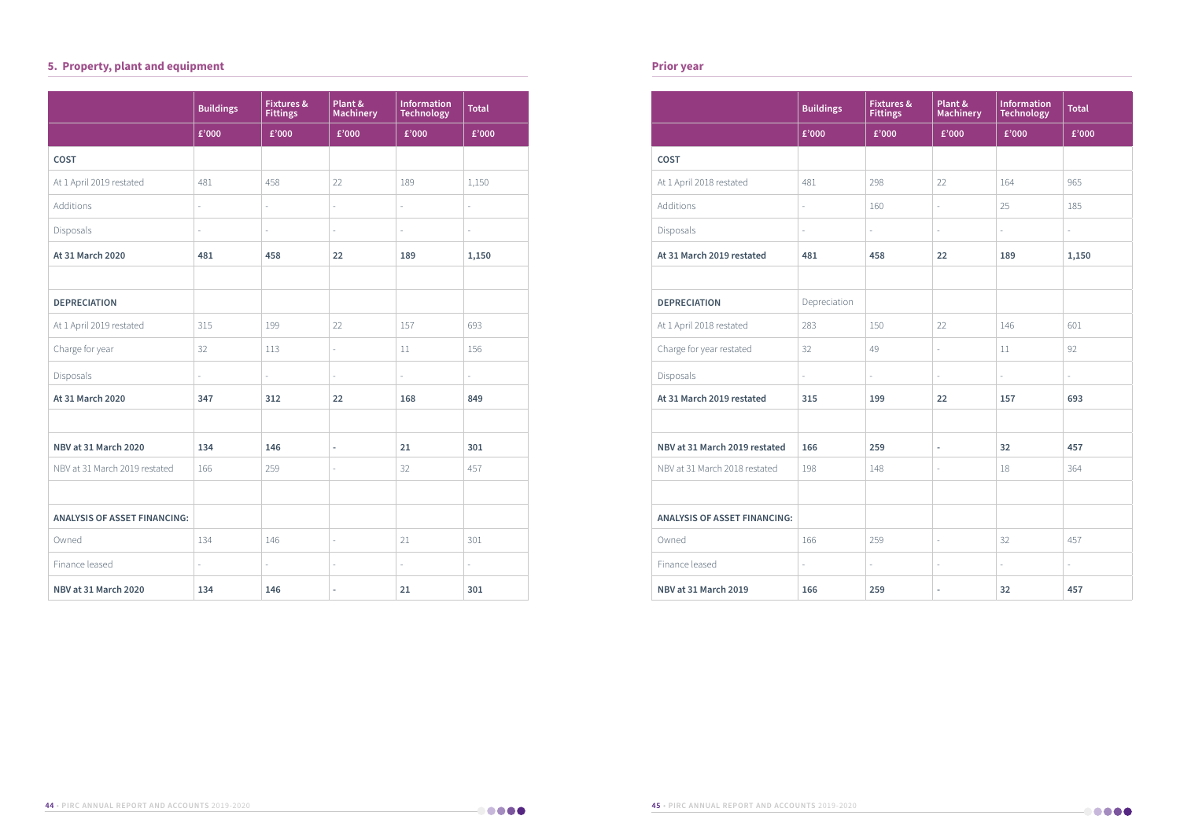## 5. Property, plant and equipment

| | Buildings | Fixtures & Fittings | Plant & Machinery | Information Technology | Total |
|---|---|---|---|---|---|
| | £'000 | £'000 | £'000 | £'000 | £'000 |
| **COST** | | | | | |
| At 1 April 2019 restated | 481 | 458 | 22 | 189 | 1,150 |
| Additions | - | - | - | - | - |
| Disposals | - | - | - | - | - |
| **At 31 March 2020** | **481** | **458** | **22** | **189** | **1,150** |
| | | | | | |
| **DEPRECIATION** | | | | | |
| At 1 April 2019 restated | 315 | 199 | 22 | 157 | 693 |
| Charge for year | 32 | 113 | - | 11 | 156 |
| Disposals | - | - | - | - | - |
| **At 31 March 2020** | **347** | **312** | **22** | **168** | **849** |
| | | | | | |
| **NBV at 31 March 2020** | **134** | **146** | **-** | **21** | **301** |
| NBV at 31 March 2019 restated | 166 | 259 | - | 32 | 457 |
| | | | | | |
| **ANALYSIS OF ASSET FINANCING:** | | | | | |
| Owned | 134 | 146 | - | 21 | 301 |
| Finance leased | - | - | - | - | - |
| **NBV at 31 March 2020** | **134** | **146** | **-** | **21** | **301** |

## Prior year

| | Buildings | Fixtures & Fittings | Plant & Machinery | Information Technology | Total |
|---|---|---|---|---|---|
| | £'000 | £'000 | £'000 | £'000 | £'000 |
| **COST** | | | | | |
| At 1 April 2018 restated | 481 | 298 | 22 | 164 | 965 |
| Additions | - | 160 | - | 25 | 185 |
| Disposals | - | - | - | - | - |
| **At 31 March 2019 restated** | **481** | **458** | **22** | **189** | **1,150** |
| | | | | | |
| **DEPRECIATION** | Depreciation | | | | |
| At 1 April 2018 restated | 283 | 150 | 22 | 146 | 601 |
| Charge for year restated | 32 | 49 | - | 11 | 92 |
| Disposals | - | - | - | - | - |
| **At 31 March 2019 restated** | **315** | **199** | **22** | **157** | **693** |
| | | | | | |
| **NBV at 31 March 2019 restated** | **166** | **259** | **-** | **32** | **457** |
| NBV at 31 March 2018 restated | 198 | 148 | - | 18 | 364 |
| | | | | | |
| **ANALYSIS OF ASSET FINANCING:** | | | | | |
| Owned | 166 | 259 | - | 32 | 457 |
| Finance leased | - | - | - | - | - |
| **NBV at 31 March 2019** | **166** | **259** | **-** | **32** | **457** |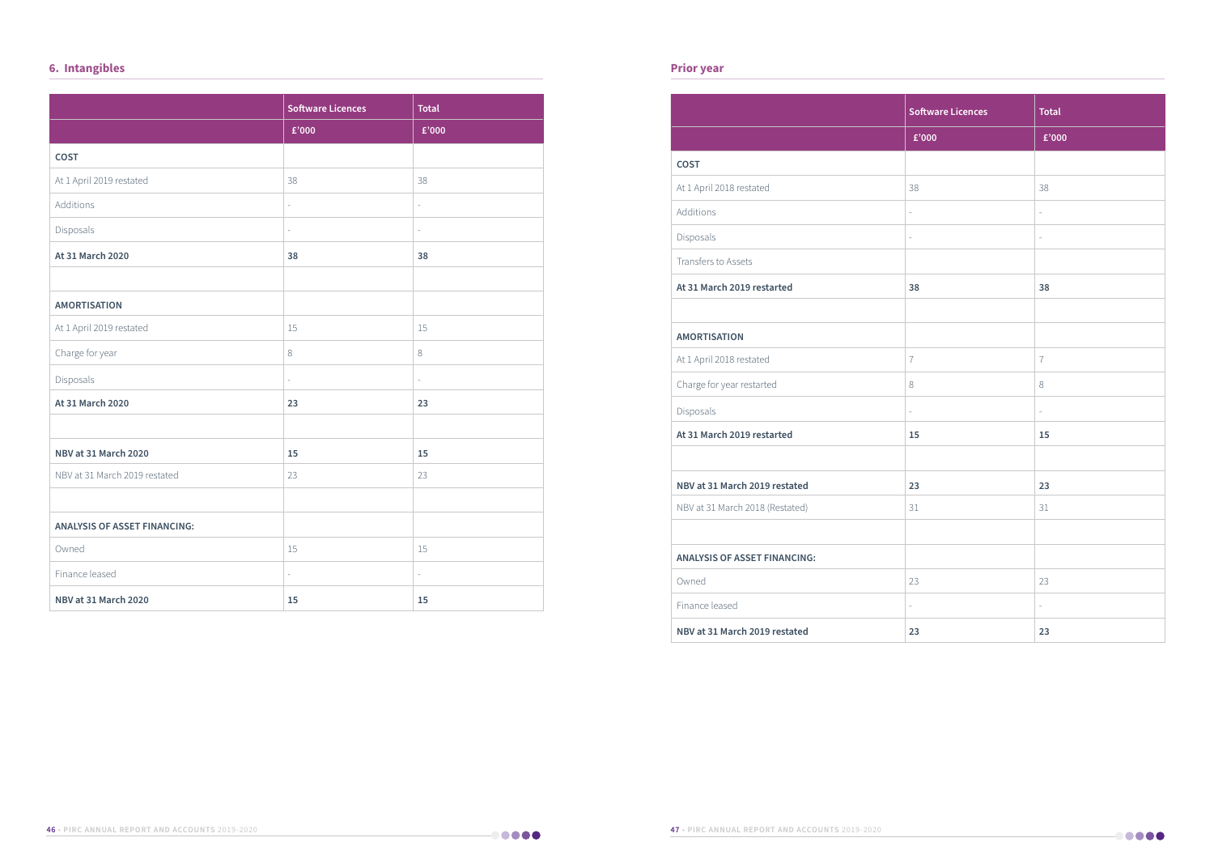## 6. Intangibles

| | Software Licences | Total |
|---|---|---|
| | £'000 | £'000 |
| **COST** | | |
| At 1 April 2019 restated | 38 | 38 |
| Additions | - | - |
| Disposals | - | - |
| **At 31 March 2020** | **38** | **38** |
| | | |
| **AMORTISATION** | | |
| At 1 April 2019 restated | 15 | 15 |
| Charge for year | 8 | 8 |
| Disposals | - | - |
| **At 31 March 2020** | **23** | **23** |
| | | |
| **NBV at 31 March 2020** | **15** | **15** |
| NBV at 31 March 2019 restated | 23 | 23 |
| | | |
| **ANALYSIS OF ASSET FINANCING:** | | |
| Owned | 15 | 15 |
| Finance leased | - | - |
| **NBV at 31 March 2020** | **15** | **15** |

## Prior year

| | Software Licences | Total |
|---|---|---|
| | £'000 | £'000 |
| **COST** | | |
| At 1 April 2018 restated | 38 | 38 |
| Additions | - | - |
| Disposals | - | - |
| Transfers to Assets | | |
| **At 31 March 2019 restarted** | **38** | **38** |
| | | |
| **AMORTISATION** | | |
| At 1 April 2018 restated | 7 | 7 |
| Charge for year restarted | 8 | 8 |
| Disposals | - | - |
| **At 31 March 2019 restarted** | **15** | **15** |
| | | |
| **NBV at 31 March 2019 restated** | **23** | **23** |
| NBV at 31 March 2018 (Restated) | 31 | 31 |
| | | |
| **ANALYSIS OF ASSET FINANCING:** | | |
| Owned | 23 | 23 |
| Finance leased | - | - |
| **NBV at 31 March 2019 restated** | **23** | **23** |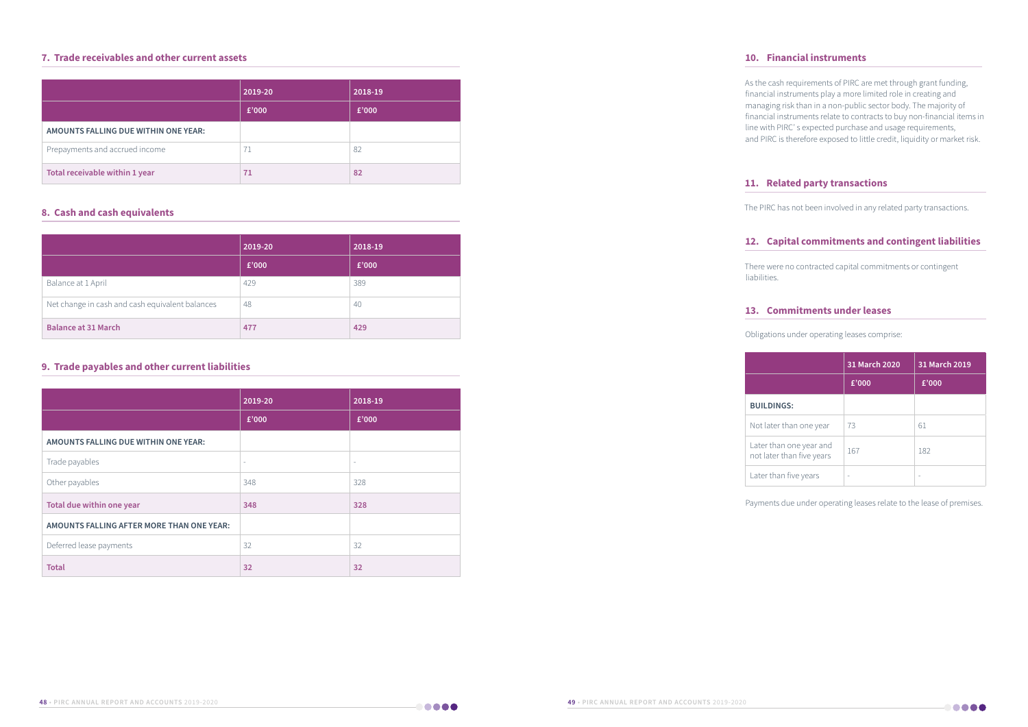## 7. Trade receivables and other current assets

| | 2019-20 | 2018-19 |
|---|---|---|
| | £'000 | £'000 |
| **AMOUNTS FALLING DUE WITHIN ONE YEAR:** | | |
| Prepayments and accrued income | 71 | 82 |
| **Total receivable within 1 year** | **71** | **82** |

## 8. Cash and cash equivalents

| | 2019-20 | 2018-19 |
|---|---|---|
| | £'000 | £'000 |
| Balance at 1 April | 429 | 389 |
| Net change in cash and cash equivalent balances | 48 | 40 |
| **Balance at 31 March** | **477** | **429** |

## 9. Trade payables and other current liabilities

| | 2019-20 | 2018-19 |
|---|---|---|
| | £'000 | £'000 |
| **AMOUNTS FALLING DUE WITHIN ONE YEAR:** | | |
| Trade payables | - | - |
| Other payables | 348 | 328 |
| **Total due within one year** | **348** | **328** |
| **AMOUNTS FALLING AFTER MORE THAN ONE YEAR:** | | |
| Deferred lease payments | 32 | 32 |
| **Total** | **32** | **32** |

## 10. Financial instruments

As the cash requirements of PIRC are met through grant funding, financial instruments play a more limited role in creating and managing risk than in a non-public sector body. The majority of financial instruments relate to contracts to buy non-financial items in line with PIRC' s expected purchase and usage requirements, and PIRC is therefore exposed to little credit, liquidity or market risk.

## 11. Related party transactions

The PIRC has not been involved in any related party transactions.

## 12. Capital commitments and contingent liabilities

There were no contracted capital commitments or contingent liabilities.

## 13. Commitments under leases

Obligations under operating leases comprise:

| | 31 March 2020 | 31 March 2019 |
|---|---|---|
| | £'000 | £'000 |
| **BUILDINGS:** | | |
| Not later than one year | 73 | 61 |
| Later than one year and not later than five years | 167 | 182 |
| Later than five years | - | - |

Payments due under operating leases relate to the lease of premises.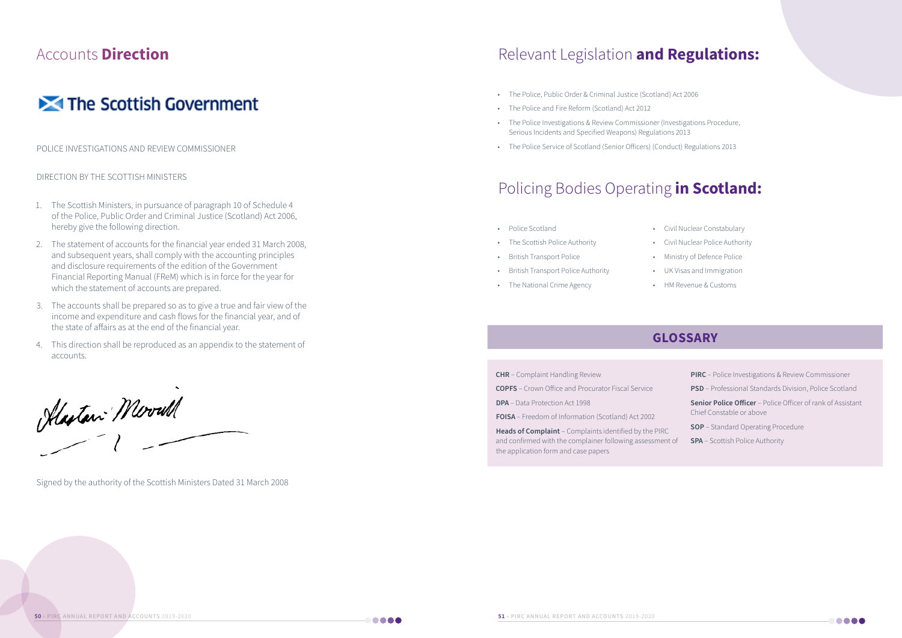# Accounts **Direction**

The Scottish Government

POLICE INVESTIGATIONS AND REVIEW COMMISSIONER

DIRECTION BY THE SCOTTISH MINISTERS

1. The Scottish Ministers, in pursuance of paragraph 10 of Schedule 4 of the Police, Public Order and Criminal Justice (Scotland) Act 2006, hereby give the following direction.
2. The statement of accounts for the financial year ended 31 March 2008, and subsequent years, shall comply with the accounting principles and disclosure requirements of the edition of the Government Financial Reporting Manual (FReM) which is in force for the year for which the statement of accounts are prepared.
3. The accounts shall be prepared so as to give a true and fair view of the income and expenditure and cash flows for the financial year, and of the state of affairs as at the end of the financial year.
4. This direction shall be reproduced as an appendix to the statement of accounts.

Signed by the authority of the Scottish Ministers Dated 31 March 2008

# Relevant Legislation **and Regulations:**

- The Police, Public Order & Criminal Justice (Scotland) Act 2006
- The Police and Fire Reform (Scotland) Act 2012
- The Police Investigations & Review Commissioner (Investigations Procedure, Serious Incidents and Specified Weapons) Regulations 2013
- The Police Service of Scotland (Senior Officers) (Conduct) Regulations 2013

# Policing Bodies Operating **in Scotland:**

- Police Scotland
- The Scottish Police Authority
- British Transport Police
- British Transport Police Authority
- The National Crime Agency
- Civil Nuclear Constabulary
- Civil Nuclear Police Authority
- Ministry of Defence Police
- UK Visas and Immigration
- HM Revenue & Customs

## GLOSSARY

**CHR** – Complaint Handling Review

**COPFS** – Crown Office and Procurator Fiscal Service

**DPA** – Data Protection Act 1998

**FOISA** – Freedom of Information (Scotland) Act 2002

**Heads of Complaint** – Complaints identified by the PIRC and confirmed with the complainer following assessment of the application form and case papers

**PIRC** – Police Investigations & Review Commissioner

**PSD** – Professional Standards Division, Police Scotland

**Senior Police Officer** – Police Officer of rank of Assistant Chief Constable or above

**SOP** – Standard Operating Procedure

**SPA** – Scottish Police Authority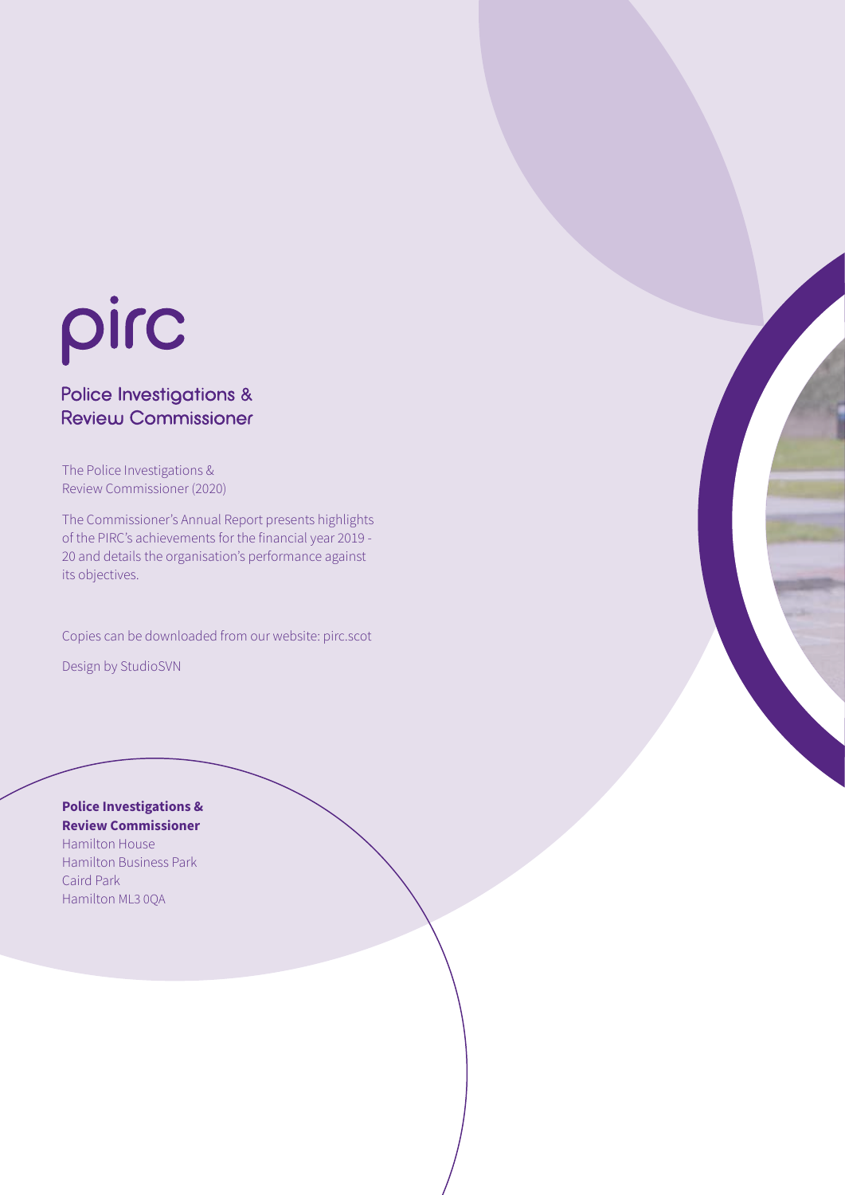# pirc

## Police Investigations & Review Commissioner

The Police Investigations & Review Commissioner (2020)

The Commissioner's Annual Report presents highlights of the PIRC's achievements for the financial year 2019 - 20 and details the organisation's performance against its objectives.

Copies can be downloaded from our website: pirc.scot

Design by StudioSVN

**Police Investigations & Review Commissioner**
Hamilton House
Hamilton Business Park
Caird Park
Hamilton ML3 0QA